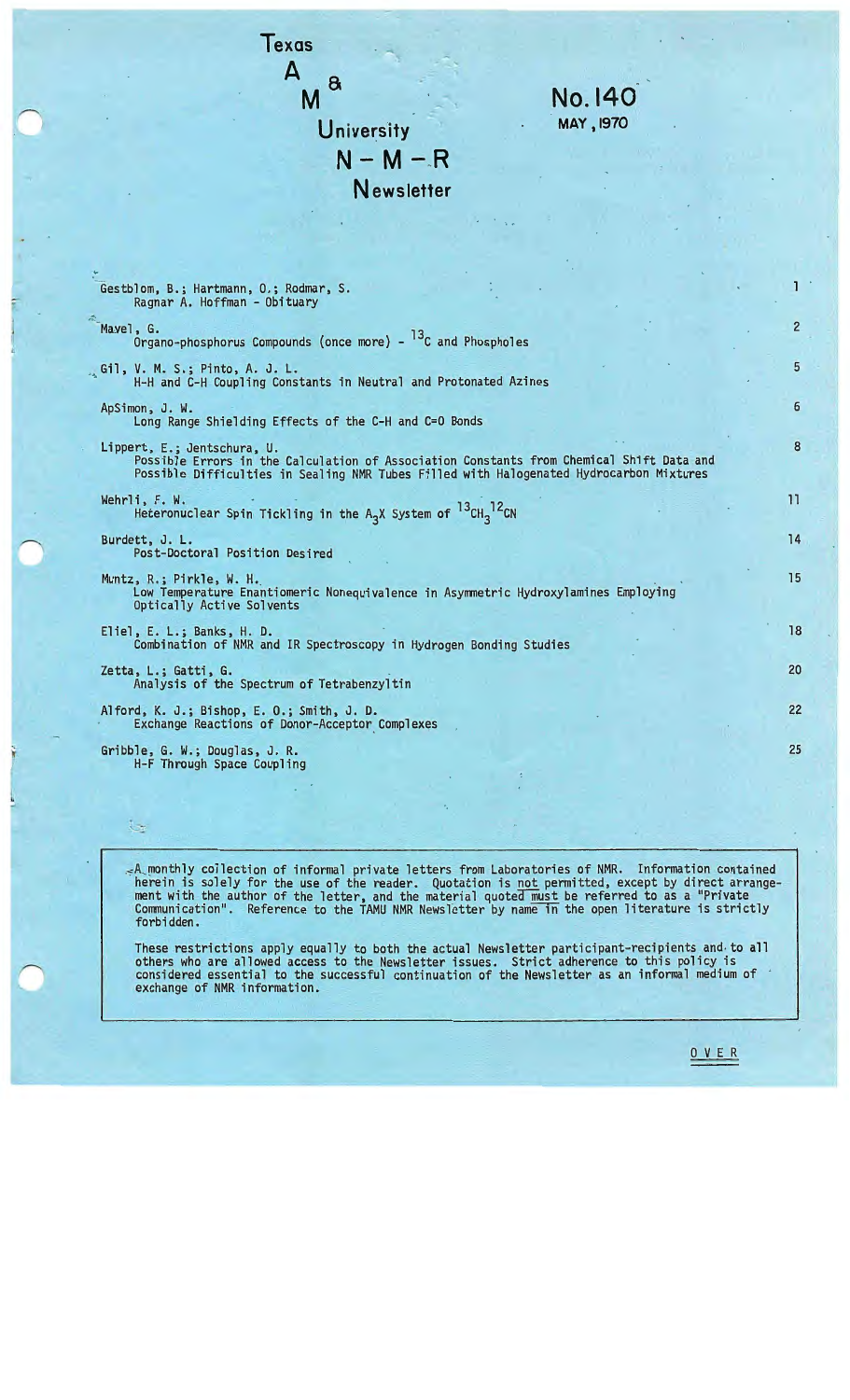# Texas A & M University N-M-R Newsletter

**No. 140**
**MAY, 1970**

| | |
|---|---|
| Gestblom, B.; Hartmann, O.; Rodmar, S. <br> Ragnar A. Hoffman - Obituary | 1 |
| Mavel, G. <br> Organo-phosphorus Compounds (once more) - $^{13}C$ and Phospholes | 2 |
| Gil, V. M. S.; Pinto, A. J. L. <br> H-H and C-H Coupling Constants in Neutral and Protonated Azines | 5 |
| ApSimon, J. W. <br> Long Range Shielding Effects of the C-H and C=O Bonds | 6 |
| Lippert, E.; Jentschura, U. <br> Possible Errors in the Calculation of Association Constants from Chemical Shift Data and Possible Difficulties in Sealing NMR Tubes Filled with Halogenated Hydrocarbon Mixtures | 8 |
| Wehrli, F. W. <br> Heteronuclear Spin Tickling in the $A_3X$ System of $^{13}CH_3{}^{12}CN$ | 11 |
| Burdett, J. L. <br> Post-Doctoral Position Desired | 14 |
| Muntz, R.; Pirkle, W. H. <br> Low Temperature Enantiomeric Nonequivalence in Asymmetric Hydroxylamines Employing Optically Active Solvents | 15 |
| Eliel, E. L.; Banks, H. D. <br> Combination of NMR and IR Spectroscopy in Hydrogen Bonding Studies | 18 |
| Zetta, L.; Gatti, G. <br> Analysis of the Spectrum of Tetrabenzyltin | 20 |
| Alford, K. J.; Bishop, E. O.; Smith, J. D. <br> Exchange Reactions of Donor-Acceptor Complexes | 22 |
| Gribble, G. W.; Douglas, J. R. <br> H-F Through Space Coupling | 25 |

A monthly collection of informal private letters from Laboratories of NMR. Information contained herein is solely for the use of the reader. Quotation is not permitted, except by direct arrangement with the author of the letter, and the material quoted must be referred to as a "Private Communication". Reference to the TAMU NMR Newsletter by name in the open literature is strictly forbidden.

These restrictions apply equally to both the actual Newsletter participant-recipients and to all others who are allowed access to the Newsletter issues. Strict adherence to this policy is considered essential to the successful continuation of the Newsletter as an informal medium of exchange of NMR information.

OVER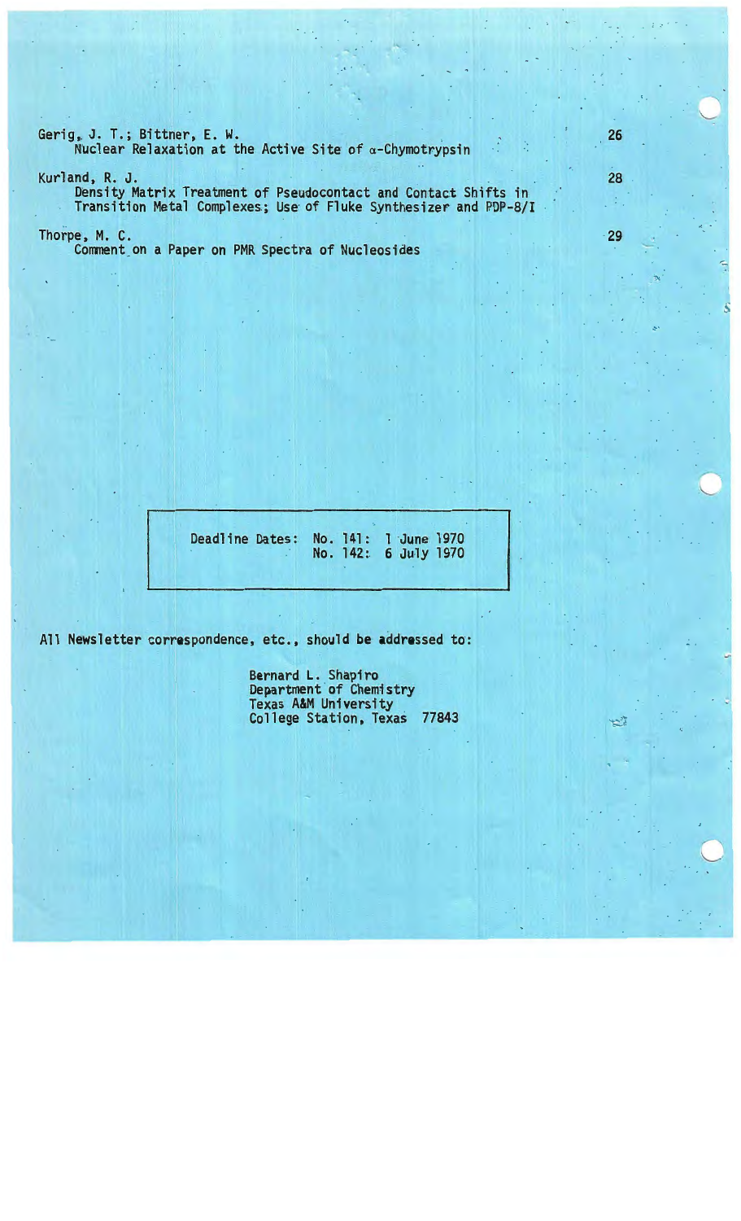Gerig, J. T.; Bittner, E. W.
Nuclear Relaxation at the Active Site of α-Chymotrypsin ... 26

Kurland, R. J.
Density Matrix Treatment of Pseudocontact and Contact Shifts in Transition Metal Complexes; Use of Fluke Synthesizer and PDP-8/I ... 28

Thorpe, M. C.
Comment on a Paper on PMR Spectra of Nucleosides ... 29

| Deadline Dates: | No. 141: | 1 June 1970 |
|---|---|---|
| | No. 142: | 6 July 1970 |

All Newsletter correspondence, etc., should be addressed to:

Bernard L. Shapiro
Department of Chemistry
Texas A&M University
College Station, Texas 77843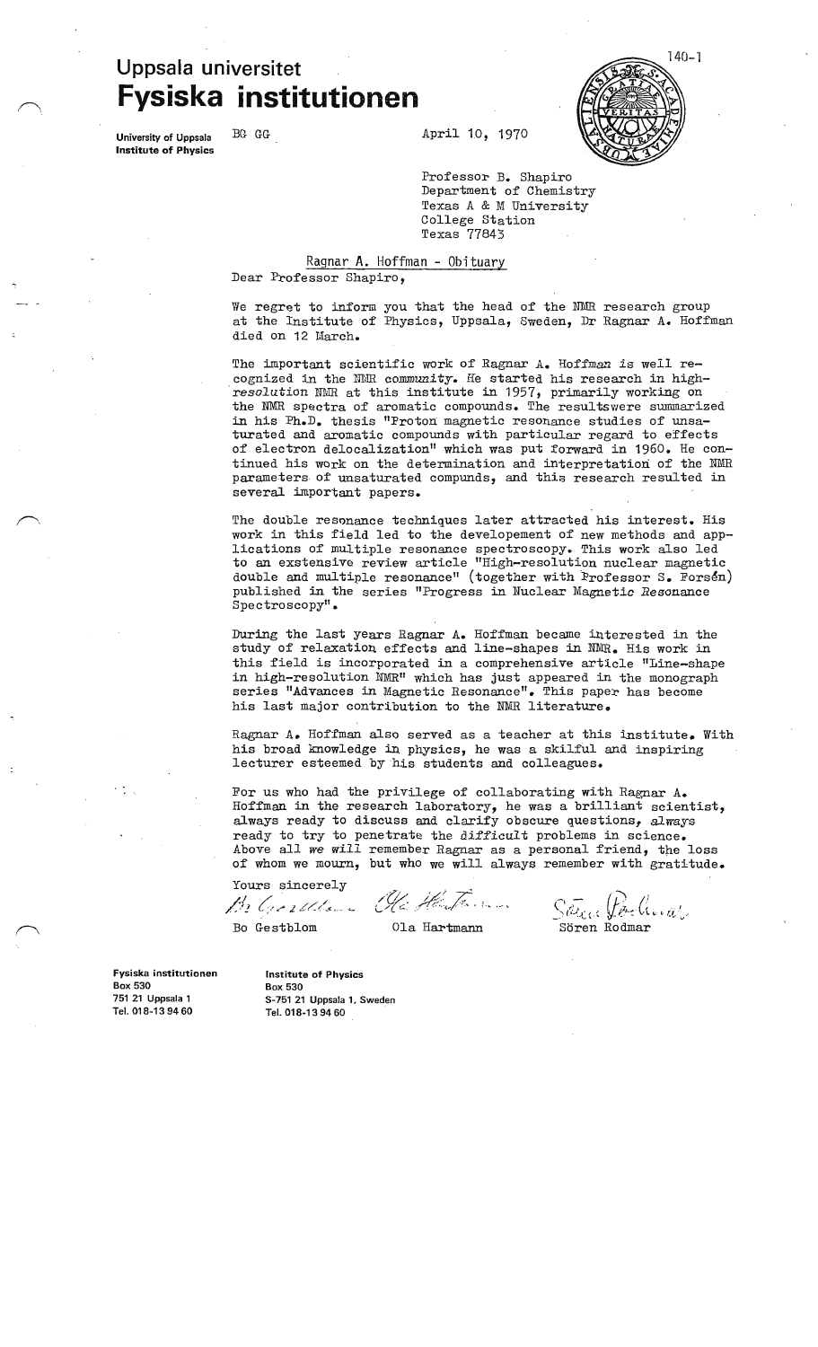# Uppsala universitet
# Fysiska institutionen

**University of Uppsala**
**Institute of Physics**

BG GG

April 10, 1970

Professor B. Shapiro
Department of Chemistry
Texas A & M University
College Station
Texas 77843

Ragnar A. Hoffman - Obituary

Dear Professor Shapiro,

We regret to inform you that the head of the NMR research group at the Institute of Physics, Uppsala, Sweden, Dr Ragnar A. Hoffman died on 12 March.

The important scientific work of Ragnar A. Hoffman is well recognized in the NMR community. He started his research in high-resolution NMR at this institute in 1957, primarily working on the NMR spectra of aromatic compounds. The resultswere summarized in his Ph.D. thesis "Proton magnetic resonance studies of unsaturated and aromatic compounds with particular regard to effects of electron delocalization" which was put forward in 1960. He continued his work on the determination and interpretation of the NMR parameters of unsaturated compunds, and this research resulted in several important papers.

The double resonance techniques later attracted his interest. His work in this field led to the developement of new methods and applications of multiple resonance spectroscopy. This work also led to an exstensive review article "High-resolution nuclear magnetic double and multiple resonance" (together with Professor S. Forsén) published in the series "Progress in Nuclear Magnetic Resonance Spectroscopy".

During the last years Ragnar A. Hoffman became interested in the study of relaxation effects and line-shapes in NMR. His work in this field is incorporated in a comprehensive article "Line-shape in high-resolution NMR" which has just appeared in the monograph series "Advances in Magnetic Resonance". This paper has become his last major contribution to the NMR literature.

Ragnar A. Hoffman also served as a teacher at this institute. With his broad knowledge in physics, he was a skilful and inspiring lecturer esteemed by his students and colleagues.

For us who had the privilege of collaborating with Ragnar A. Hoffman in the research laboratory, he was a brilliant scientist, always ready to discuss and clarify obscure questions, always ready to try to penetrate the difficult problems in science. Above all we will remember Ragnar as a personal friend, the loss of whom we mourn, but who we will always remember with gratitude.

Yours sincerely

Bo Gestblom          Ola Hartmann          Sören Rodmar

**Fysiska institutionen**
Box 530
751 21 Uppsala 1
Tel. 018-13 94 60

**Institute of Physics**
Box 530
S-751 21 Uppsala 1, Sweden
Tel. 018-13 94 60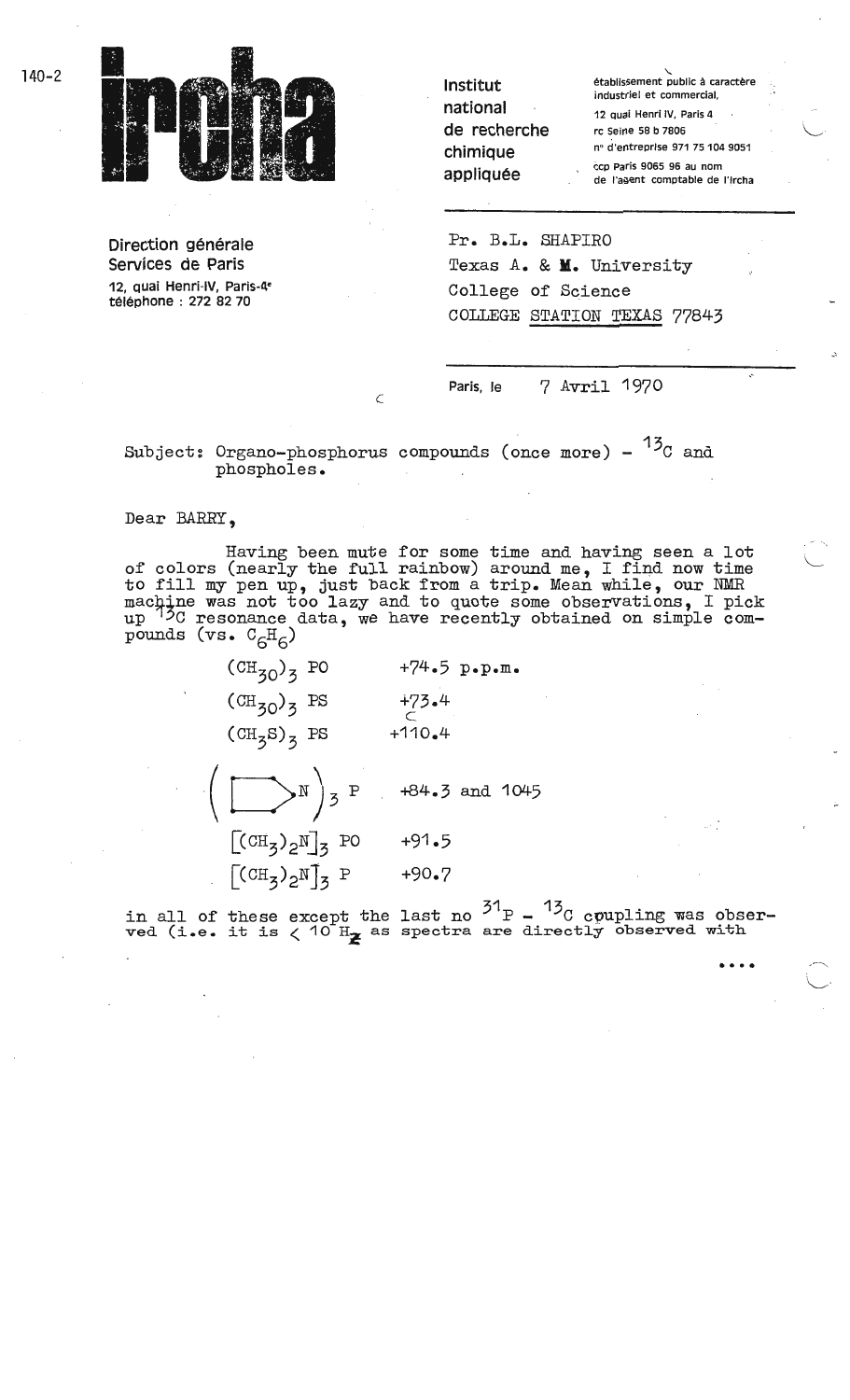ircha

Institut national de recherche chimique appliquée

établissement public à caractère industriel et commercial,
12 quai Henri IV, Paris 4
rc Seine 58 b 7806
nº d'entreprise 971 75 104 9051
ccp Paris 9065 96 au nom de l'agent comptable de l'ircha

Direction générale
Services de Paris
12, quai Henri-IV, Paris-4e
téléphone : 272 82 70

Pr. B.L. SHAPIRO
Texas A. & M. University
College of Science
COLLEGE STATION TEXAS 77843

Paris, le 7 Avril 1970

Subject: Organo-phosphorus compounds (once more) - $^{13}C$ and phospholes.

Dear BARRY,

Having been mute for some time and having seen a lot of colors (nearly the full rainbow) around me, I find now time to fill my pen up, just back from a trip. Mean while, our NMR machine was not too lazy and to quote some observations, I pick up $^{13}C$ resonance data, we have recently obtained on simple compounds (vs. $C_6H_6$)

| Compound | Shift |
|---|---|
| $(CH_3O)_3$ PO | +74.5 p.p.m. |
| $(CH_3O)_3$ PS | +73.4 |
| $(CH_3S)_3$ PS | +110.4 |
| $\left(\text{(pyrrolidinyl)N}\right)_3$ P | +84.3 and 1045 |
| $[(CH_3)_2N]_3$ PO | +91.5 |
| $[(CH_3)_2N]_3$ P | +90.7 |

in all of these except the last no $^{31}P$ - $^{13}C$ coupling was observed (i.e. it is < 10 Hz as spectra are directly observed with

....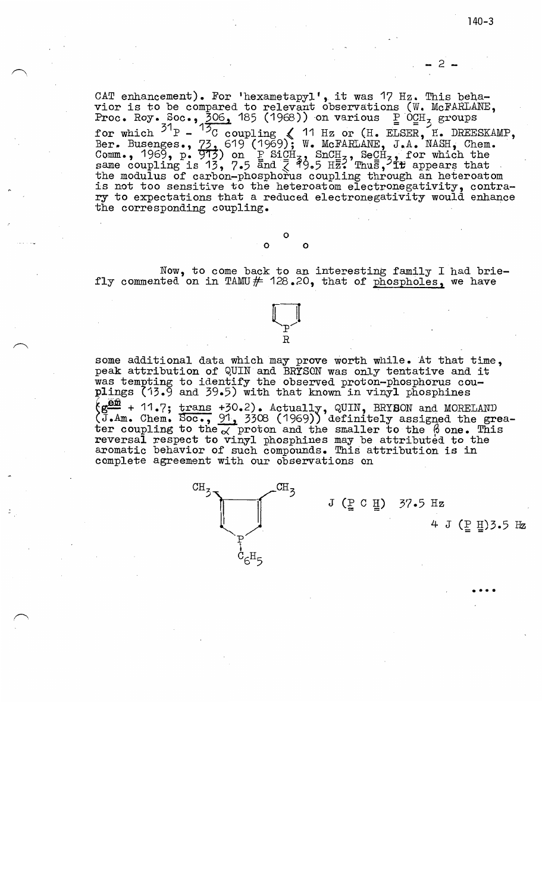CAT enhancement). For 'hexametapyl', it was 17 Hz. This behavior is to be compared to relevant observations (W. McFARLANE, Proc. Roy. Soc., 306, 185 (1968)) on various P OCH$_3$ groups for which $^{31}$P - $^{13}$C coupling $\leq$ 11 Hz or (H. ELSER, H. DREESKAMP, Ber. Busenges., 73, 619 (1969); W. McFARLANE, J.A. NASH, Chem. Comm., 1969, p. 913) on P SiCH$_3$, SnCH$_3$, SeCH$_3$, for which the same coupling is 13, 7.5 and $\leq$ 19.5 Hz. Thus, it appears that the modulus of carbon-phosphorus coupling through an heteroatom is not too sensitive to the heteroatom electronegativity, contrary to expectations that a reduced electronegativity would enhance the corresponding coupling.

o

o o

Now, to come back to an interesting family I had briefly commented on in TAMU# 128.20, that of phospholes, we have some additional data which may prove worth while. At that time, peak attribution of QUIN and BRYSON was only tentative and it was tempting to identify the observed proton-phosphorus couplings (13.9 and 39.5) with that known in vinyl phosphines (gem + 11.7; trans +30.2). Actually, QUIN, BRYSON and MORELAND (J.Am. Chem. Soc., 91, 3308 (1969)) definitely assigned the greater coupling to the $\alpha$ proton and the smaller to the $\beta$ one. This reversal respect to vinyl phosphines may be attributed to the aromatic behavior of such compounds. This attribution is in complete agreement with our observations on

3,4-dimethyl-1-phenylphosphole ($CH_3$, $CH_3$, $C_6H_5$ on P):

J (P C H) 37.5 Hz

$^4$J (P H) 3.5 Hz

....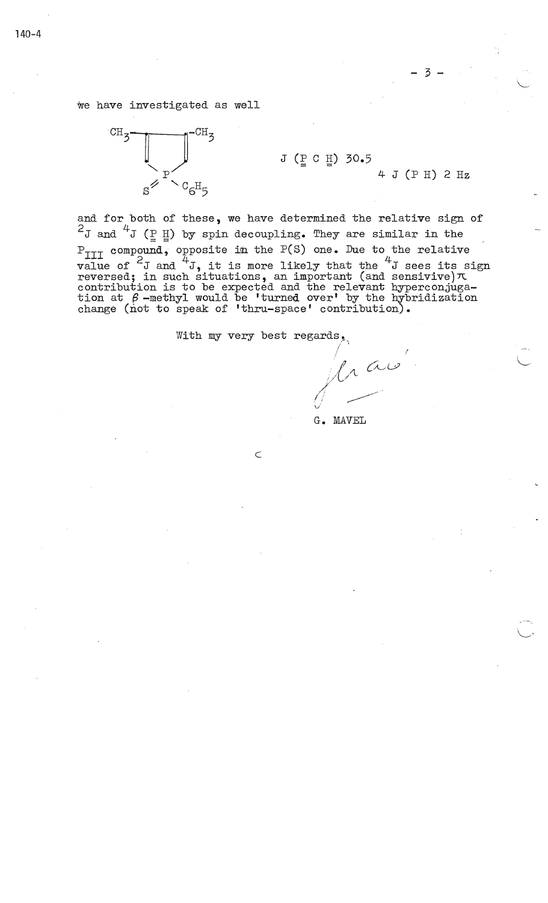we have investigated as well

$J$ ($\underline{\underline{P}}$ C $\underline{\underline{H}}$) 30.5

$^4J$ (P H) 2 Hz

and for both of these, we have determined the relative sign of $^2J$ and $^4J$ ($\underline{\underline{P}}$ $\underline{\underline{H}}$) by spin decoupling. They are similar in the $P_{III}$ compound, opposite in the P(S) one. Due to the relative value of $^2J$ and $^4J$, it is more likely that the $^4J$ sees its sign reversed; in such situations, an important (and sensive) $\pi$ contribution is to be expected and the relevant hyperconjugation at $\beta$-methyl would be 'turned over' by the hybridization change (not to speak of 'thru-space' contribution).

With my very best regards,

G. MAVEL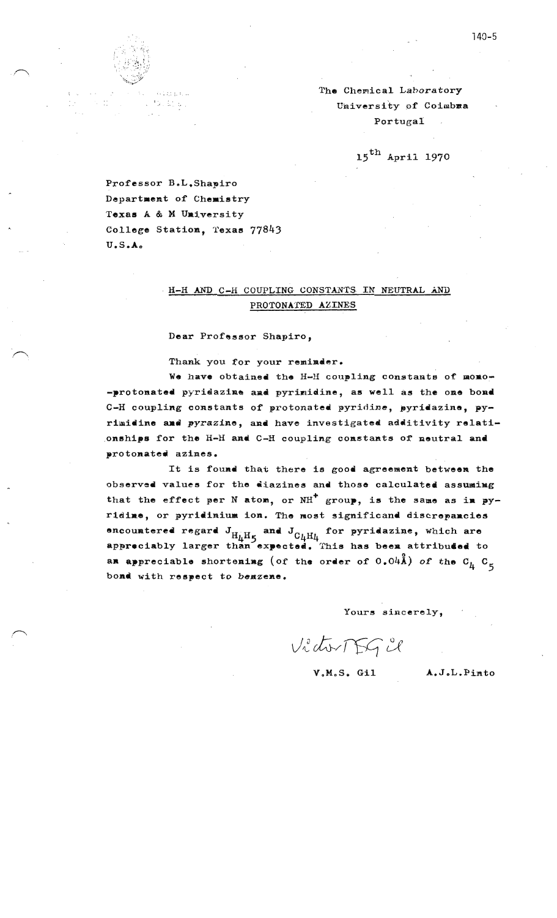The Chemical Laboratory
University of Coimbra
Portugal

15[th] April 1970

Professor B.L.Shapiro
Department of Chemistry
Texas A & M University
College Station, Texas 77843
U.S.A.

## H-H AND C-H COUPLING CONSTANTS IN NEUTRAL AND PROTONATED AZINES

Dear Professor Shapiro,

Thank you for your reminder.

We have obtained the H-H coupling constants of mono-protonated pyridazine and pyrimidine, as well as the one bond C-H coupling constants of protonated pyridine, pyridazine, pyrimidine and pyrazine, and have investigated additivity relationships for the H-H and C-H coupling constants of neutral and protonated azines.

It is found that there is good agreement between the observed values for the diazines and those calculated assuming that the effect per N atom, or $NH^+$ group, is the same as in pyridine, or pyridinium ion. The most significand discrepancies encountered regard $J_{H_4H_5}$ and $J_{C_4H_4}$ for pyridazine, which are appreciably larger than expected. This has been attribuded to an appreciable shortening (of the order of 0.04Å) of the $C_4$ $C_5$ bond with respect to benzene.

Yours sincerely,

V.M.S. Gil          A.J.L.Pinto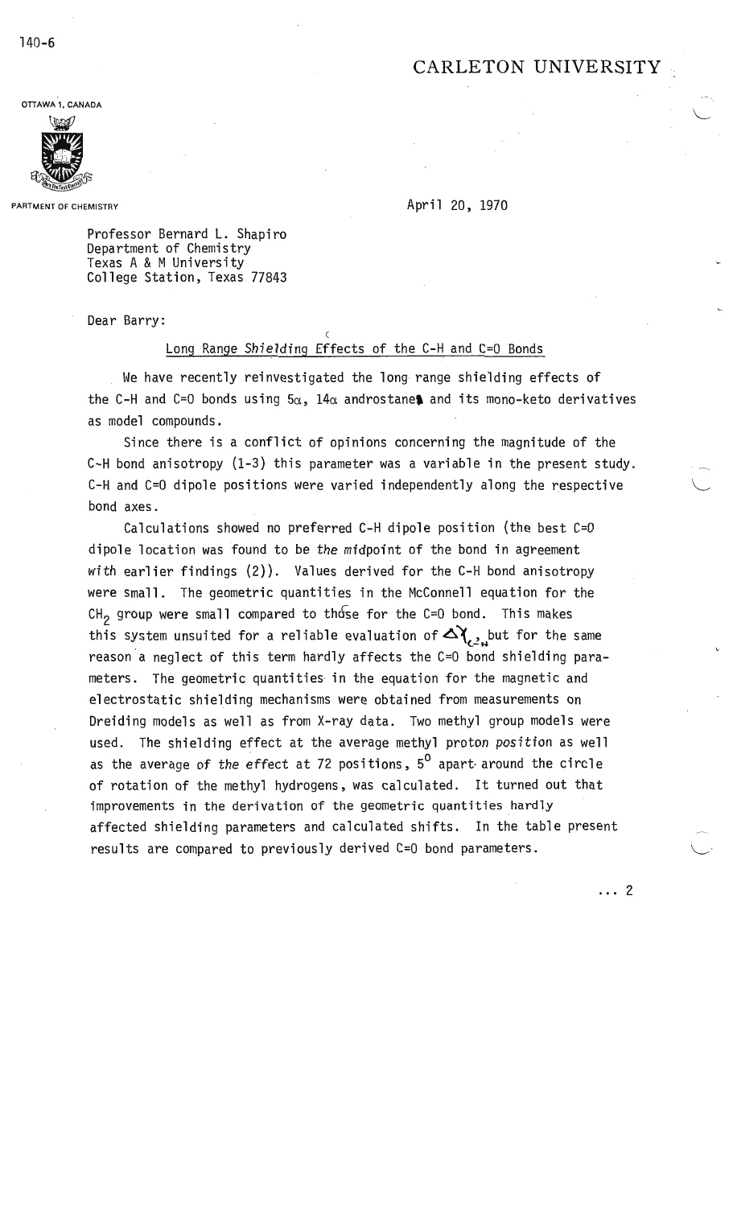CARLETON UNIVERSITY

OTTAWA 1, CANADA

PARTMENT OF CHEMISTRY

April 20, 1970

Professor Bernard L. Shapiro
Department of Chemistry
Texas A & M University
College Station, Texas 77843

Dear Barry:

Long Range Shielding Effects of the C-H and C=O Bonds

We have recently reinvestigated the long range shielding effects of the C-H and C=O bonds using 5α, 14α androstane and its mono-keto derivatives as model compounds.

Since there is a conflict of opinions concerning the magnitude of the C-H bond anisotropy (1-3) this parameter was a variable in the present study. C-H and C=O dipole positions were varied independently along the respective bond axes.

Calculations showed no preferred C-H dipole position (the best C=O dipole location was found to be the midpoint of the bond in agreement with earlier findings (2)). Values derived for the C-H bond anisotropy were small. The geometric quantities in the McConnell equation for the $CH_2$ group were small compared to those for the C=O bond. This makes this system unsuited for a reliable evaluation of $\Delta\chi_{C-H}$, but for the same reason a neglect of this term hardly affects the C=O bond shielding parameters. The geometric quantities in the equation for the magnetic and electrostatic shielding mechanisms were obtained from measurements on Dreiding models as well as from X-ray data. Two methyl group models were used. The shielding effect at the average methyl proton position as well as the average of the effect at 72 positions, $5^0$ apart around the circle of rotation of the methyl hydrogens, was calculated. It turned out that improvements in the derivation of the geometric quantities hardly affected shielding parameters and calculated shifts. In the table present results are compared to previously derived C=O bond parameters.

... 2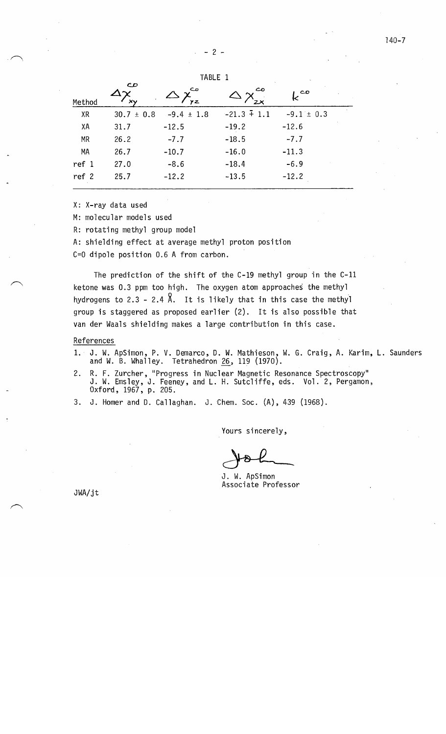TABLE 1

| Method | $\Delta\chi_{xy}^{CO}$ | $\Delta\chi_{yz}^{CO}$ | $\Delta\chi_{zx}^{CO}$ | $k^{CO}$ |
|---|---|---|---|---|
| XR | 30.7 ± 0.8 | -9.4 ± 1.8 | -21.3 ∓ 1.1 | -9.1 ± 0.3 |
| XA | 31.7 | -12.5 | -19.2 | -12.6 |
| MR | 26.2 | -7.7 | -18.5 | -7.7 |
| MA | 26.7 | -10.7 | -16.0 | -11.3 |
| ref 1 | 27.0 | -8.6 | -18.4 | -6.9 |
| ref 2 | 25.7 | -12.2 | -13.5 | -12.2 |

X: X-ray data used

M: molecular models used

R: rotating methyl group model

A: shielding effect at average methyl proton position

C=O dipole position 0.6 A from carbon.

The prediction of the shift of the C-19 methyl group in the C-11 ketone was 0.3 ppm too high. The oxygen atom approaches the methyl hydrogens to 2.3 - 2.4 Å. It is likely that in this case the methyl group is staggered as proposed earlier (2). It is also possible that van der Waals shielding makes a large contribution in this case.

References

1. J. W. ApSimon, P. V. Demarco, D. W. Mathieson, W. G. Craig, A. Karim, L. Saunders and W. B. Whalley. Tetrahedron 26, 119 (1970).
2. R. F. Zurcher, "Progress in Nuclear Magnetic Resonance Spectroscopy" J. W. Emsley, J. Feeney, and L. H. Sutcliffe, eds. Vol. 2, Pergamon, Oxford, 1967, p. 205.
3. J. Homer and D. Callaghan. J. Chem. Soc. (A), 439 (1968).

Yours sincerely,

J. W. ApSimon
Associate Professor

JWA/jt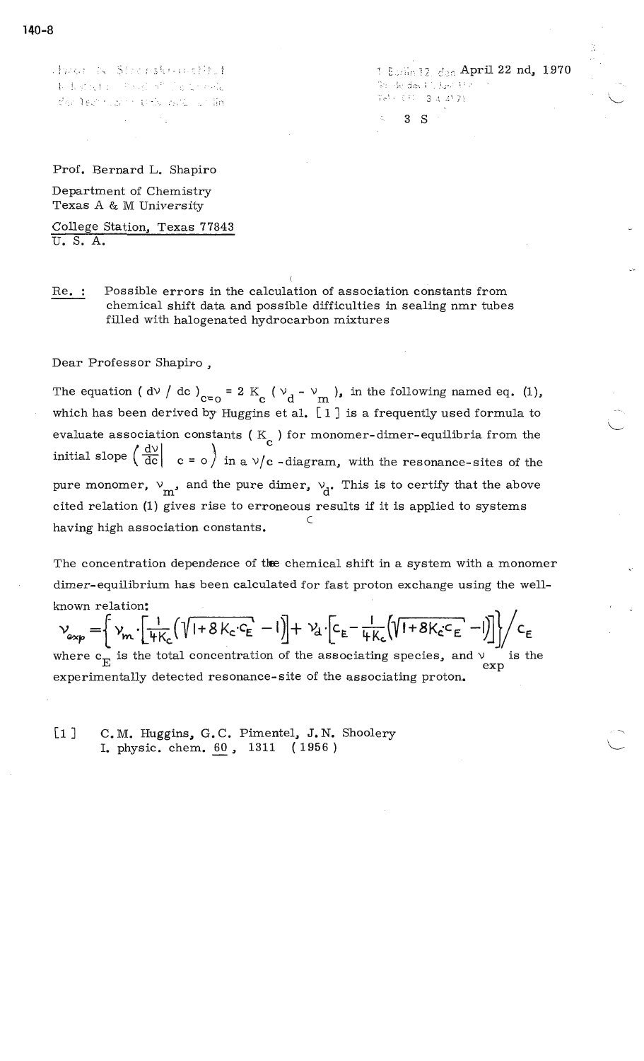140-8

April 22 nd, 1970

3 S

Prof. Bernard L. Shapiro

Department of Chemistry
Texas A & M University

College Station, Texas 77843
U. S. A.

Re. : Possible errors in the calculation of association constants from chemical shift data and possible difficulties in sealing nmr tubes filled with halogenated hydrocarbon mixtures

Dear Professor Shapiro ,

The equation $(d\nu / dc)_{c=0} = 2 K_c (\nu_d - \nu_m)$, in the following named eq. (1), which has been derived by Huggins et al. [1] is a frequently used formula to evaluate association constants ( $K_c$ ) for monomer-dimer-equilibria from the initial slope $\left( \frac{d\nu}{dc} \Big| \; c = 0 \right)$ in a $\nu/c$ -diagram, with the resonance-sites of the pure monomer, $\nu_m$, and the pure dimer, $\nu_d$. This is to certify that the above cited relation (1) gives rise to erroneous results if it is applied to systems having high association constants.

The concentration dependence of the chemical shift in a system with a monomer dimer-equilibrium has been calculated for fast proton exchange using the well-known relation:

$$\nu_{exp} = \left\{ \nu_m \cdot \left[ \frac{1}{4K_c} \left( \sqrt{1 + 8 K_c \cdot c_E} - 1 \right) \right] + \nu_d \cdot \left[ c_E - \frac{1}{4K_c} \left( \sqrt{1 + 8 K_c \cdot c_E} - 1 \right) \right] \right\} \Big/ c_E$$

where $c_E$ is the total concentration of the associating species, and $\nu_{exp}$ is the experimentally detected resonance-site of the associating proton.

[1] C.M. Huggins, G.C. Pimentel, J.N. Shoolery
I. physic. chem. 60, 1311 (1956)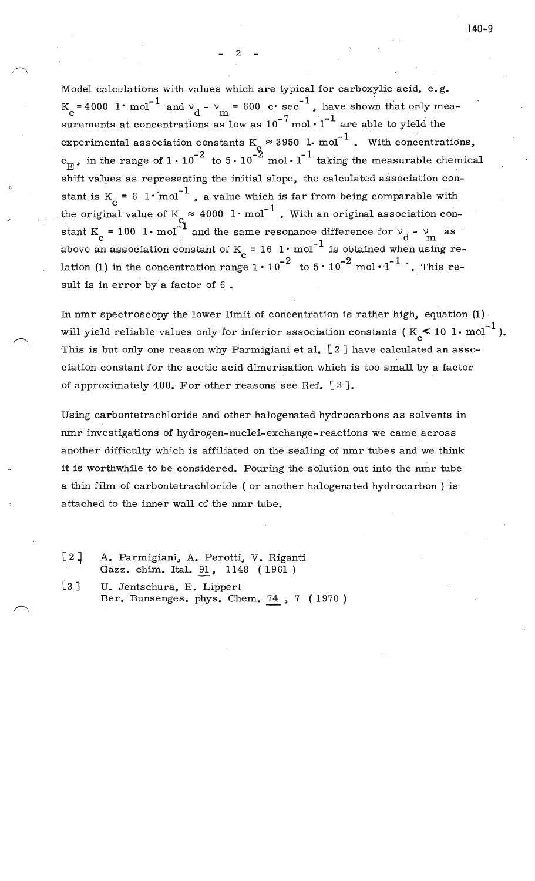Model calculations with values which are typical for carboxylic acid, e.g. $K_c = 4000 \ l \cdot mol^{-1}$ and $\nu_d - \nu_m = 600 \ c \cdot sec^{-1}$, have shown that only measurements at concentrations as low as $10^{-7} \ mol \cdot l^{-1}$ are able to yield the experimental association constants $K_c \approx 3950 \ l \cdot mol^{-1}$. With concentrations, $c_E$, in the range of $1 \cdot 10^{-2}$ to $5 \cdot 10^{-2} \ mol \cdot l^{-1}$ taking the measurable chemical shift values as representing the initial slope, the calculated association constant is $K_c = 6 \ l \cdot mol^{-1}$, a value which is far from being comparable with the original value of $K_c \approx 4000 \ l \cdot mol^{-1}$. With an original association constant $K_c = 100 \ l \cdot mol^{-1}$ and the same resonance difference for $\nu_d - \nu_m$ as above an association constant of $K_c = 16 \ l \cdot mol^{-1}$ is obtained when using relation (1) in the concentration range $1 \cdot 10^{-2}$ to $5 \cdot 10^{-2} \ mol \cdot l^{-1}$. This result is in error by a factor of 6.

In nmr spectroscopy the lower limit of concentration is rather high, equation (1) will yield reliable values only for inferior association constants ( $K_c < 10 \ l \cdot mol^{-1}$ ). This is but only one reason why Parmigiani et al. [2] have calculated an association constant for the acetic acid dimerisation which is too small by a factor of approximately 400. For other reasons see Ref. [3].

Using carbontetrachloride and other halogenated hydrocarbons as solvents in nmr investigations of hydrogen-nuclei-exchange-reactions we came across another difficulty which is affiliated on the sealing of nmr tubes and we think it is worthwhile to be considered. Pouring the solution out into the nmr tube a thin film of carbontetrachloride ( or another halogenated hydrocarbon ) is attached to the inner wall of the nmr tube.

[2] A. Parmigiani, A. Perotti, V. Riganti
Gazz. chim. Ital. 91, 1148 (1961)

[3] U. Jentschura, E. Lippert
Ber. Bunsenges. phys. Chem. 74, 7 (1970)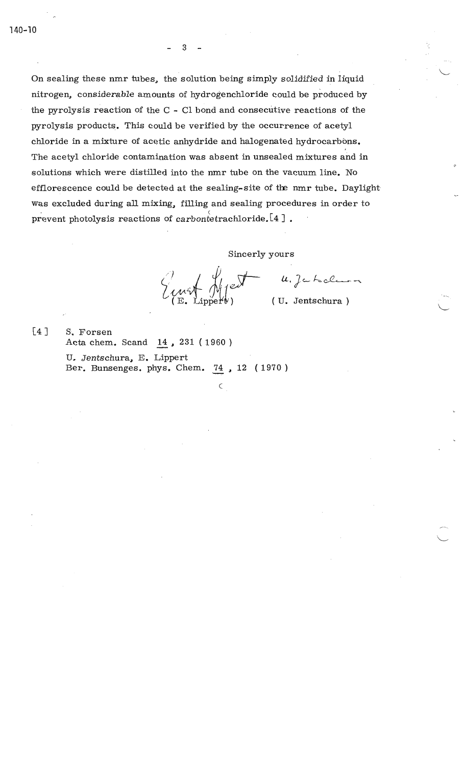On sealing these nmr tubes, the solution being simply *solidified* in liquid nitrogen, *considerable* amounts of hydrogenchloride could be produced by the pyrolysis reaction of the C - Cl bond and consecutive reactions of the pyrolysis products. This could be verified by the occurrence of acetyl chloride in a mixture of acetic anhydride and halogenated hydrocarbons. The acetyl chloride contamination was absent in unsealed mixtures and in solutions which were distilled into the nmr tube on the vacuum line. No efflorescence could be detected at the sealing-site of the nmr tube. Daylight was excluded during all mixing, filling and sealing procedures in order to prevent photolysis reactions of carbontetrachloride.[4] .

Sincerly yours

( E. Lippert ) ( U. Jentschura )

[4] S. Forsen
Acta chem. Scand 14 , 231 ( 1960 )

U. Jentschura, E. Lippert
Ber. Bunsenges. phys. Chem. 74 , 12 ( 1970 )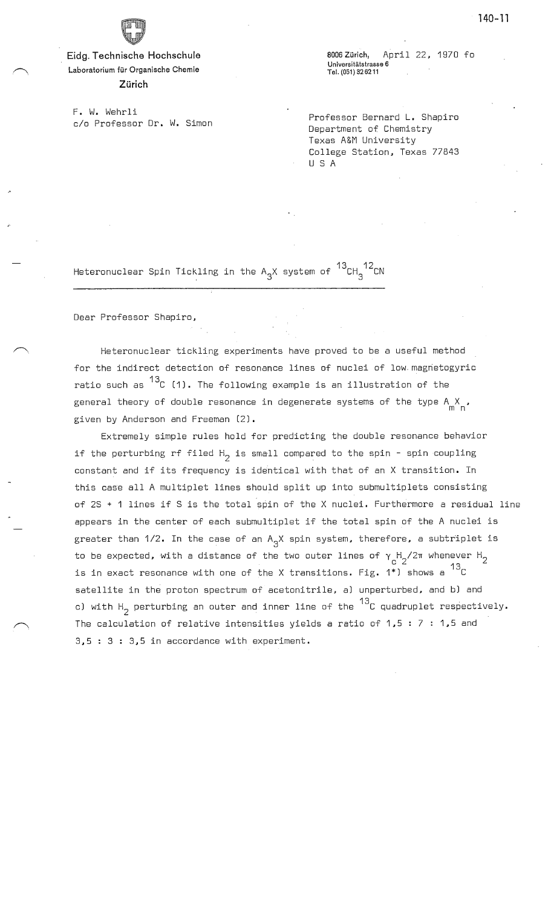Eidg. Technische Hochschule
Laboratorium für Organische Chemie
Zürich

F. W. Wehrli
c/o Professor Dr. W. Simon

8006 Zürich, April 22, 1970 fo
Universitätstrasse 6
Tel. (051) 32 62 11

Professor Bernard L. Shapiro
Department of Chemistry
Texas A&M University
College Station, Texas 77843
U S A

Heteronuclear Spin Tickling in the $A_3X$ system of $^{13}CH_3{}^{12}CN$

Dear Professor Shapiro,

Heteronuclear tickling experiments have proved to be a useful method for the indirect detection of resonance lines of nuclei of low magnetogyric ratio such as $^{13}C$ (1). The following example is an illustration of the general theory of double resonance in degenerate systems of the type $A_mX_n$, given by Anderson and Freeman (2).

Extremely simple rules hold for predicting the double resonance behavior if the perturbing rf filed $H_2$ is small compared to the spin - spin coupling constant and if its frequency is identical with that of an X transition. In this case all A multiplet lines should split up into submultiplets consisting of 2S + 1 lines if S is the total spin of the X nuclei. Furthermore a residual line appears in the center of each submultiplet if the total spin of the A nuclei is greater than 1/2. In the case of an $A_3X$ spin system, therefore, a subtriplet is to be expected, with a distance of the two outer lines of $\gamma_C H_2/2\pi$ whenever $H_2$ is in exact resonance with one of the X transitions. Fig. 1*) shows a $^{13}C$ satellite in the proton spectrum of acetonitrile, a) unperturbed, and b) and c) with $H_2$ perturbing an outer and inner line of the $^{13}C$ quadruplet respectively. The calculation of relative intensities yields a ratio of 1,5 : 7 : 1,5 and 3,5 : 3 : 3,5 in accordance with experiment.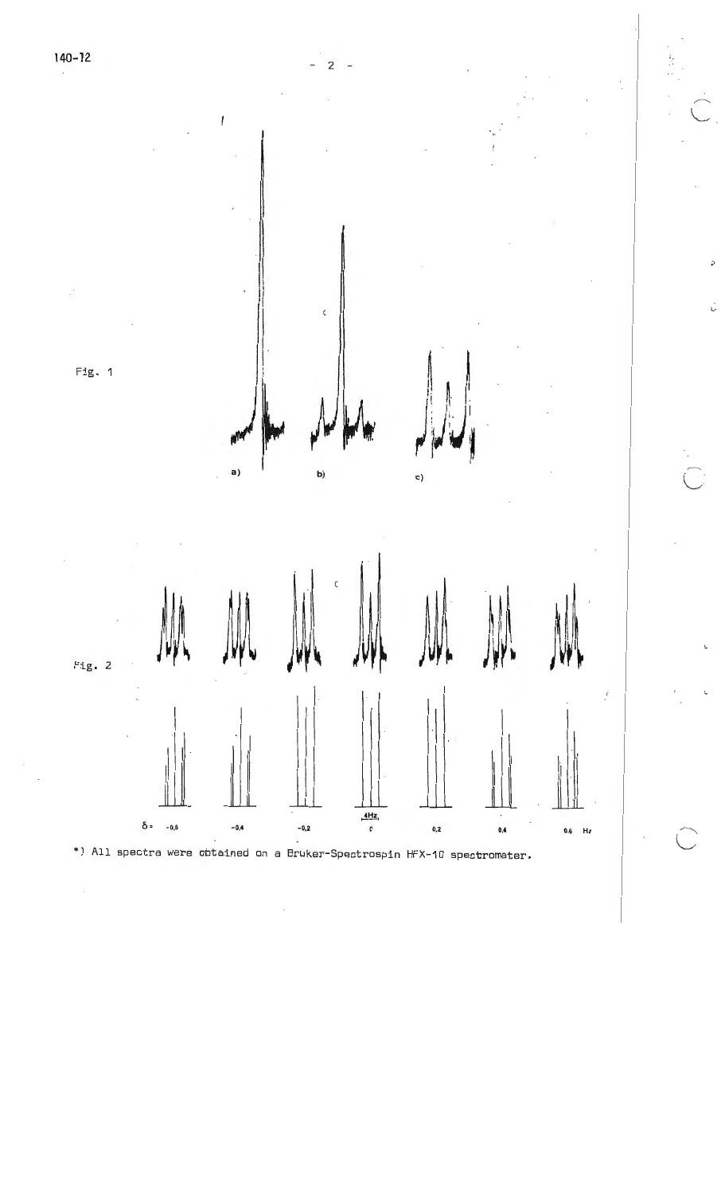Fig. 1

a) b) c)

Fig. 2

$\delta =$ -0,6 -0,4 -0,2 0 0,2 0,4 0,6 Hz

4Hz

*) All spectra were obtained on a Bruker-Spectrospin HFX-10 spectrometer.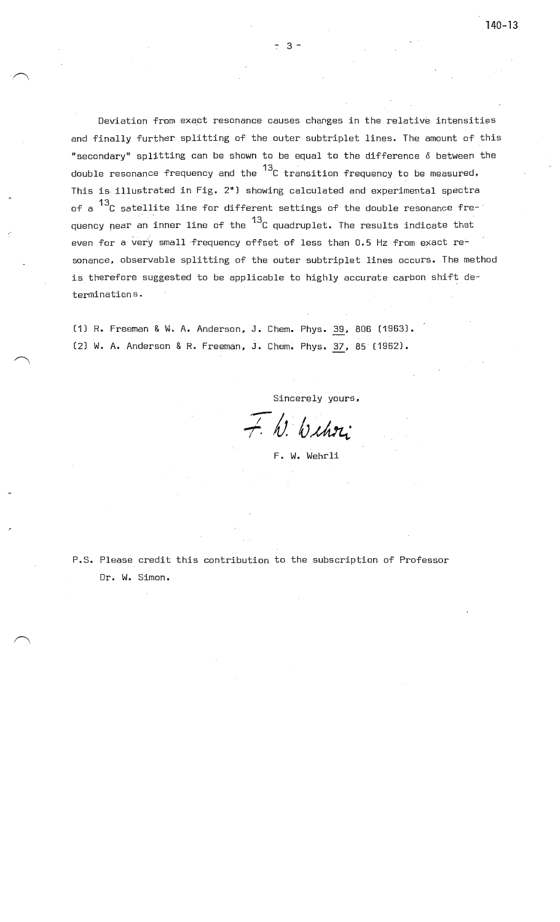Deviation from exact resonance causes changes in the relative intensities and finally further splitting of the outer subtriplet lines. The amount of this "secondary" splitting can be shown to be equal to the difference $\delta$ between the double resonance frequency and the $^{13}C$ transition frequency to be measured. This is illustrated in Fig. 2*) showing calculated and experimental spectra of a $^{13}C$ satellite line for different settings of the double resonance frequency near an inner line of the $^{13}C$ quadruplet. The results indicate that even for a very small frequency offset of less than 0.5 Hz from exact resonance, observable splitting of the outer subtriplet lines occurs. The method is therefore suggested to be applicable to highly accurate carbon shift determinations.

(1) R. Freeman & W. A. Anderson, J. Chem. Phys. 39, 806 (1963).
(2) W. A. Anderson & R. Freeman, J. Chem. Phys. 37, 85 (1962).

Sincerely yours,

F. W. Wehrli

F. W. Wehrli

P.S. Please credit this contribution to the subscription of Professor Dr. W. Simon.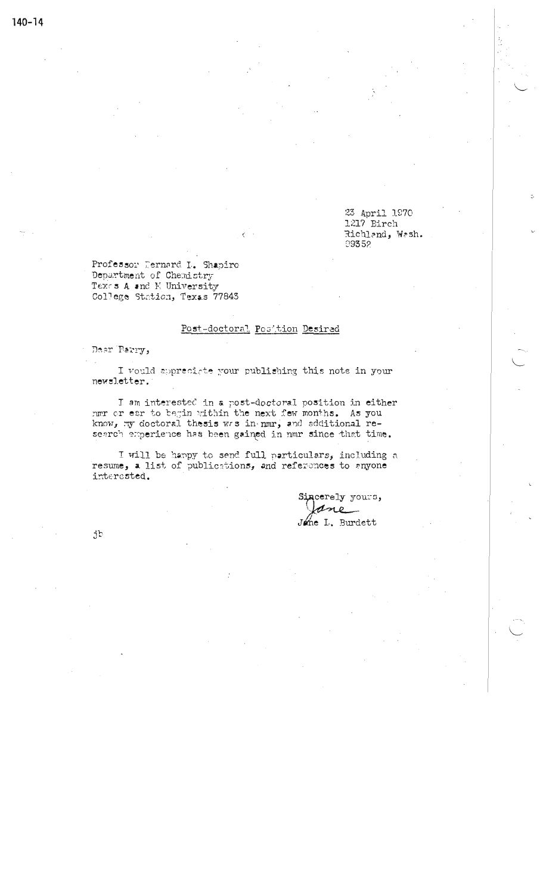23 April 1970
1217 Birch
Richland, Wash.
99352

Professor Bernard L. Shapiro
Department of Chemistry
Texas A and M University
College Station, Texas 77843

Post-doctoral Position Desired

Dear Barry,

I would appreciate your publishing this note in your newsletter.

I am interested in a post-doctoral position in either nmr or esr to begin within the next few months. As you know, my doctoral thesis was in nmr, and additional research experience has been gained in nmr since that time.

I will be happy to send full particulars, including a resume, a list of publications, and references to anyone interested.

Sincerely yours,

Jane

Jane L. Burdett

jb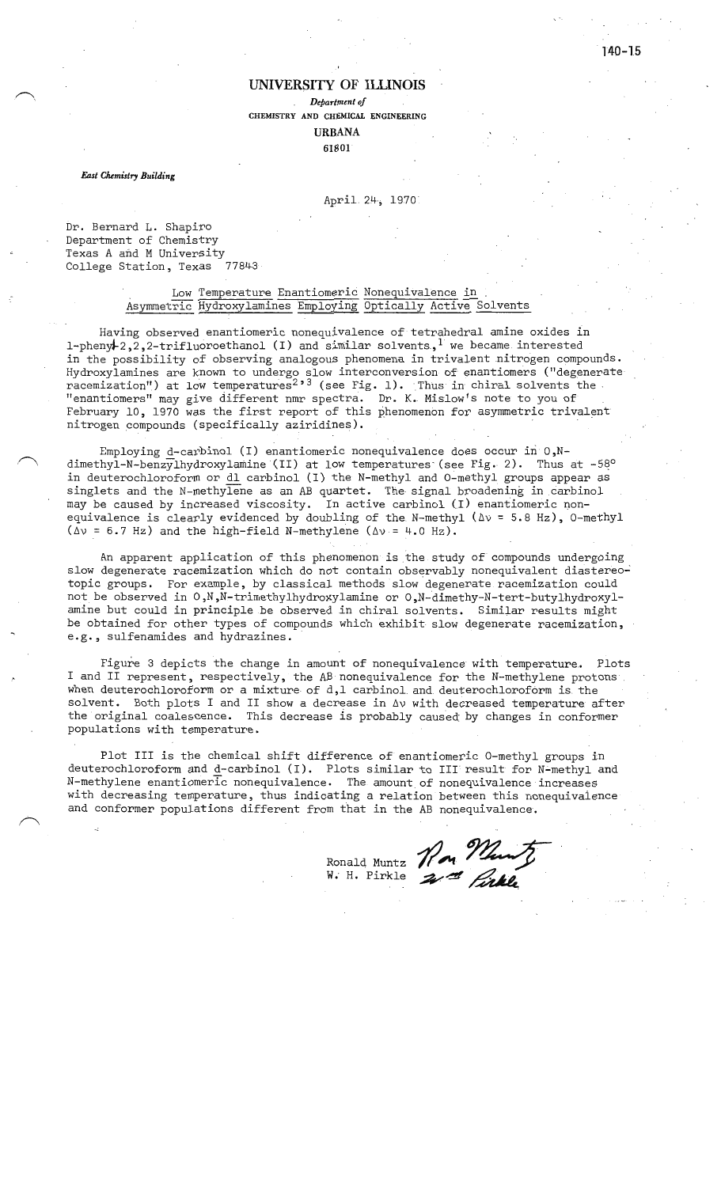UNIVERSITY OF ILLINOIS

*Department of*
CHEMISTRY AND CHEMICAL ENGINEERING
URBANA
61801

*East Chemistry Building*

April 24, 1970

Dr. Bernard L. Shapiro
Department of Chemistry
Texas A and M University
College Station, Texas 77843

Low Temperature Enantiomeric Nonequivalence in Asymmetric Hydroxylamines Employing Optically Active Solvents

Having observed enantiomeric nonequivalence of tetrahedral amine oxides in 1-phenyl-2,2,2-trifluoroethanol (I) and similar solvents,[1] we became interested in the possibility of observing analogous phenomena in trivalent nitrogen compounds. Hydroxylamines are known to undergo slow interconversion of enantiomers ("degenerate racemization") at low temperatures[2,3] (see Fig. 1). Thus in chiral solvents the "enantiomers" may give different nmr spectra. Dr. K. Mislow's note to you of February 10, 1970 was the first report of this phenomenon for asymmetric trivalent nitrogen compounds (specifically aziridines).

Employing d-carbinol (I) enantiomeric nonequivalence does occur in O,N-dimethyl-N-benzylhydroxylamine (II) at low temperatures (see Fig. 2). Thus at -58° in deuterochloroform or dl carbinol (I) the N-methyl and O-methyl groups appear as singlets and the N-methylene as an AB quartet. The signal broadening in carbinol may be caused by increased viscosity. In active carbinol (I) enantiomeric nonequivalence is clearly evidenced by doubling of the N-methyl ($\Delta\nu$ = 5.8 Hz), O-methyl ($\Delta\nu$ = 6.7 Hz) and the high-field N-methylene ($\Delta\nu$ = 4.0 Hz).

An apparent application of this phenomenon is the study of compounds undergoing slow degenerate racemization which do not contain observably nonequivalent diastereotopic groups. For example, by classical methods slow degenerate racemization could not be observed in O,N,N-trimethylhydroxylamine or O,N-dimethy-N-tert-butylhydroxylamine but could in principle be observed in chiral solvents. Similar results might be obtained for other types of compounds which exhibit slow degenerate racemization, e.g., sulfenamides and hydrazines.

Figure 3 depicts the change in amount of nonequivalence with temperature. Plots I and II represent, respectively, the AB nonequivalence for the N-methylene protons when deuterochloroform or a mixture of d,l carbinol and deuterochloroform is the solvent. Both plots I and II show a decrease in $\Delta\nu$ with decreased temperature after the original coalescence. This decrease is probably caused by changes in conformer populations with temperature.

Plot III is the chemical shift difference of enantiomeric O-methyl groups in deuterochloroform and d-carbinol (I). Plots similar to III result for N-methyl and N-methylene enantiomeric nonequivalence. The amount of nonequivalence increases with decreasing temperature, thus indicating a relation between this nonequivalence and conformer populations different from that in the AB nonequivalence.

Ronald Muntz
W. H. Pirkle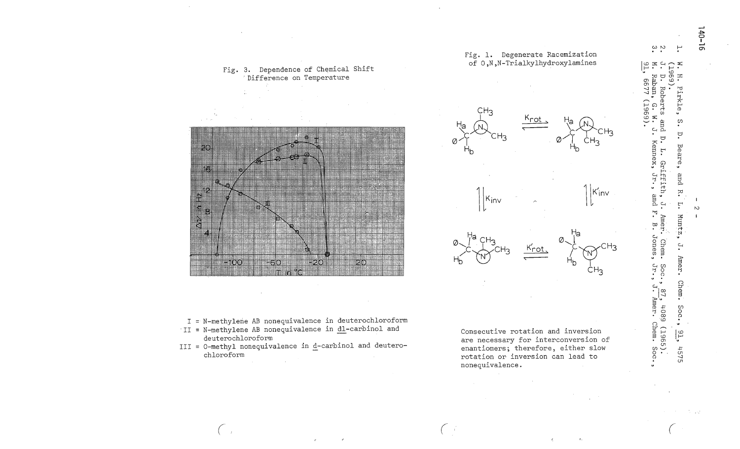Fig. 3. Dependence of Chemical Shift Difference on Temperature

I = N-methylene AB nonequivalence in deuterochloroform
II = N-methylene AB nonequivalence in dl-carbinol and deuterochloroform
III = O-methyl nonequivalence in d-carbinol and deuterochloroform

Fig. 1. Degenerate Racemization of O,N,N-Trialkylhydroxylamines

Consecutive rotation and inversion are necessary for interconversion of enantiomers; therefore, either slow rotation or inversion can lead to nonequivalence.

1. W. H. Pirkle, S. D. Beare, and R. L. Muntz, J. Amer. Chem. Soc., 91, 4575 (1969).
2. J. D. Roberts and D. L. Griffith, J. Amer. Chem. Soc., 87, 4089 (1965).
3. M. Raban, G. W. J. Kennex, Jr., and F. B. Jones, Jr., J. Amer. Chem. Soc., 91, 6677 (1969).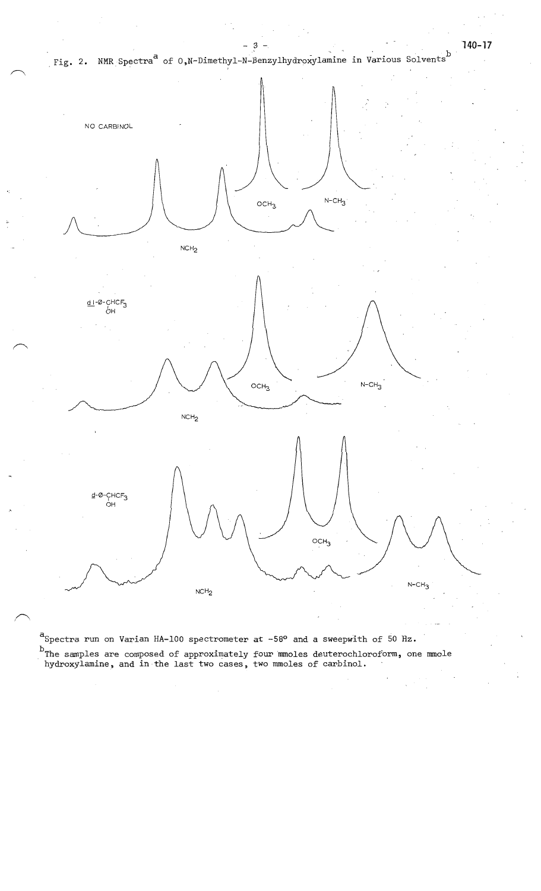Fig. 2. NMR Spectra[a] of O,N-Dimethyl-N-Benzylhydroxylamine in Various Solvents[b]

NO CARBINOL

OCH$_3$

N-CH$_3$

NCH$_2$

dl-Ø-CHCF$_3$
OH

OCH$_3$

N-CH$_3$

NCH$_2$

d-Ø-CHCF$_3$
OH

OCH$_3$

N-CH$_3$

NCH$_2$

[a]Spectra run on Varian HA-100 spectrometer at -58° and a sweepwith of 50 Hz.

[b]The samples are composed of approximately four mmoles deuterochloroform, one mmole hydroxylamine, and in the last two cases, two mmoles of carbinol.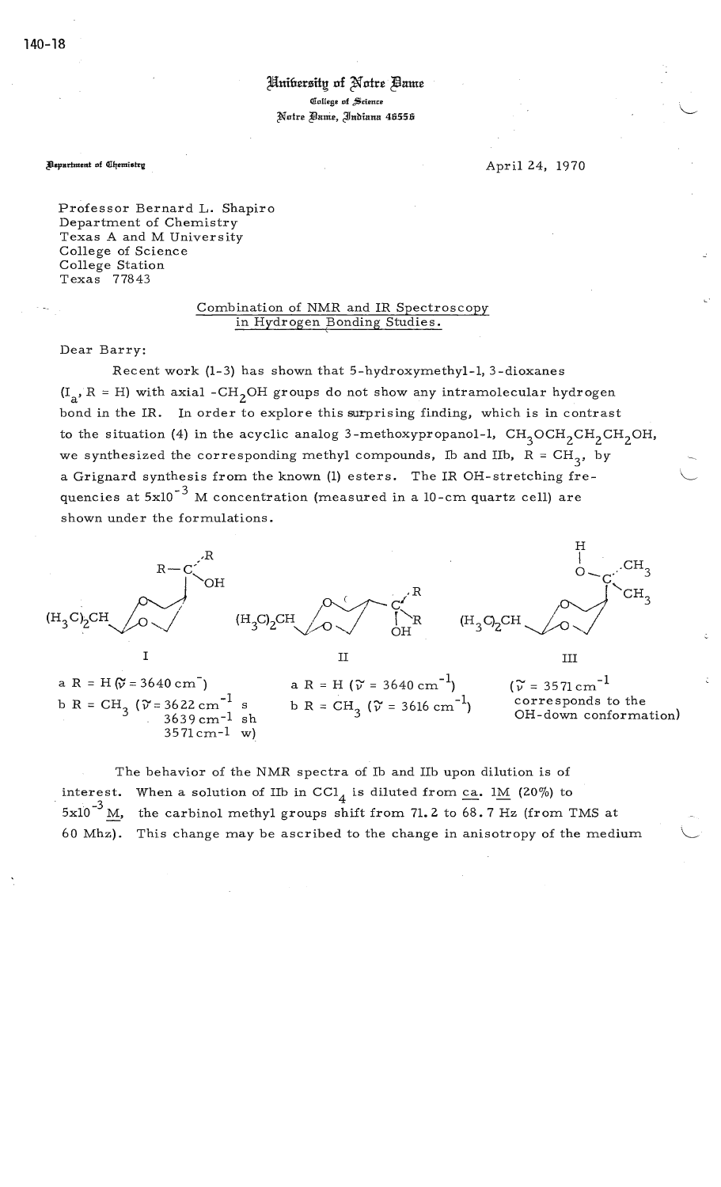University of Notre Dame

College of Science

Notre Dame, Indiana 46556

Department of Chemistry

April 24, 1970

Professor Bernard L. Shapiro
Department of Chemistry
Texas A and M University
College of Science
College Station
Texas 77843

Combination of NMR and IR Spectroscopy in Hydrogen Bonding Studies.

Dear Barry:

Recent work (1-3) has shown that 5-hydroxymethyl-1,3-dioxanes ($I_a$, R = H) with axial $-CH_2OH$ groups do not show any intramolecular hydrogen bond in the IR. In order to explore this surprising finding, which is in contrast to the situation (4) in the acyclic analog 3-methoxypropanol-1, $CH_3OCH_2CH_2CH_2OH$, we synthesized the corresponding methyl compounds, Ib and IIb, R = $CH_3$, by a Grignard synthesis from the known (1) esters. The IR OH-stretching frequencies at $5 \times 10^{-3}$ M concentration (measured in a 10-cm quartz cell) are shown under the formulations.

I

a R = H ($\tilde{\nu}$ = 3640 $cm^{-1}$)
b R = $CH_3$ ($\tilde{\nu}$ = 3622 $cm^{-1}$ s
3639 $cm^{-1}$ sh
3571 $cm^{-1}$ w)

II

a R = H ($\tilde{\nu}$ = 3640 $cm^{-1}$)
b R = $CH_3$ ($\tilde{\nu}$ = 3616 $cm^{-1}$)

III

($\tilde{\nu}$ = 3571 $cm^{-1}$ corresponds to the OH-down conformation)

The behavior of the NMR spectra of Ib and IIb upon dilution is of interest. When a solution of IIb in $CCl_4$ is diluted from ca. 1M (20%) to $5 \times 10^{-3}$ M, the carbinol methyl groups shift from 71.2 to 68.7 Hz (from TMS at 60 Mhz). This change may be ascribed to the change in anisotropy of the medium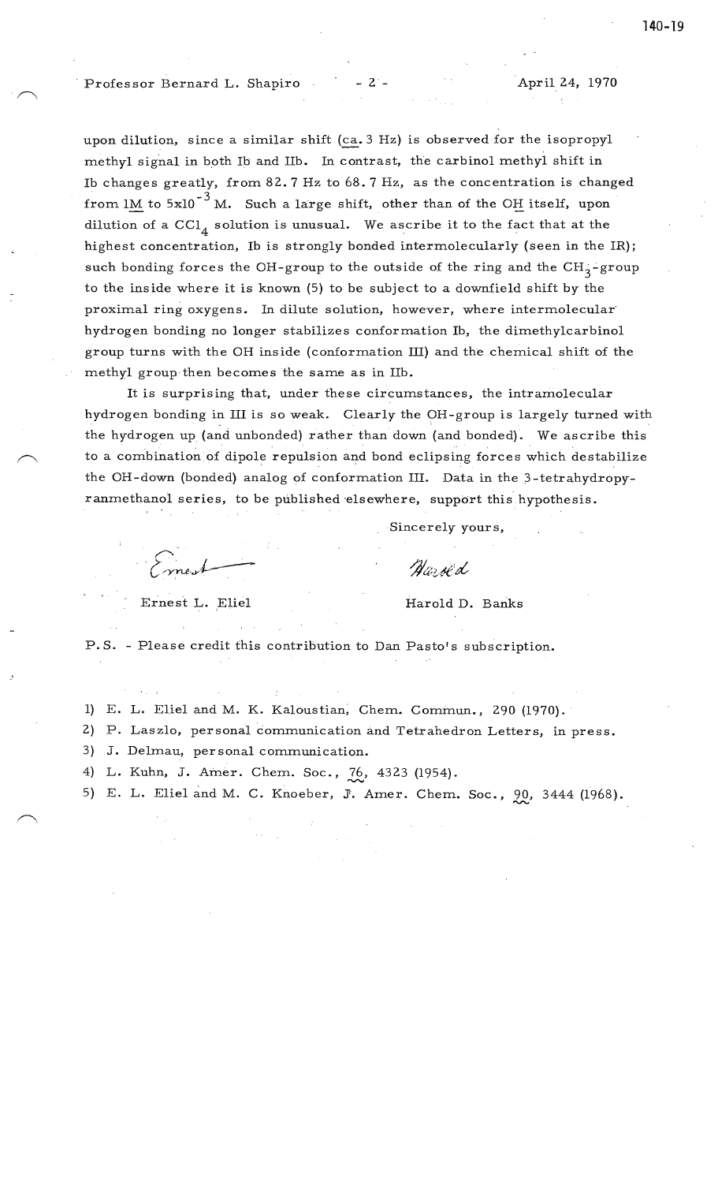upon dilution, since a similar shift (ca. 3 Hz) is observed for the isopropyl methyl signal in both Ib and IIb. In contrast, the carbinol methyl shift in Ib changes greatly, from 82.7 Hz to 68.7 Hz, as the concentration is changed from 1M to $5 \times 10^{-3}$ M. Such a large shift, other than of the OH itself, upon dilution of a $CCl_4$ solution is unusual. We ascribe it to the fact that at the highest concentration, Ib is strongly bonded intermolecularly (seen in the IR); such bonding forces the OH-group to the outside of the ring and the $CH_3$-group to the inside where it is known (5) to be subject to a downfield shift by the proximal ring oxygens. In dilute solution, however, where intermolecular hydrogen bonding no longer stabilizes conformation Ib, the dimethylcarbinol group turns with the OH inside (conformation III) and the chemical shift of the methyl group then becomes the same as in IIb.

It is surprising that, under these circumstances, the intramolecular hydrogen bonding in III is so weak. Clearly the OH-group is largely turned with the hydrogen up (and unbonded) rather than down (and bonded). We ascribe this to a combination of dipole repulsion and bond eclipsing forces which destabilize the OH-down (bonded) analog of conformation III. Data in the 3-tetrahydropyranmethanol series, to be published elsewhere, support this hypothesis.

Sincerely yours,

Ernest L. Eliel

Harold D. Banks

P.S. - Please credit this contribution to Dan Pasto's subscription.

1) E. L. Eliel and M. K. Kaloustian, Chem. Commun., 290 (1970).
2) P. Laszlo, personal communication and Tetrahedron Letters, in press.
3) J. Delmau, personal communication.
4) L. Kuhn, J. Amer. Chem. Soc., 76, 4323 (1954).
5) E. L. Eliel and M. C. Knoeber, J. Amer. Chem. Soc., 90, 3444 (1968).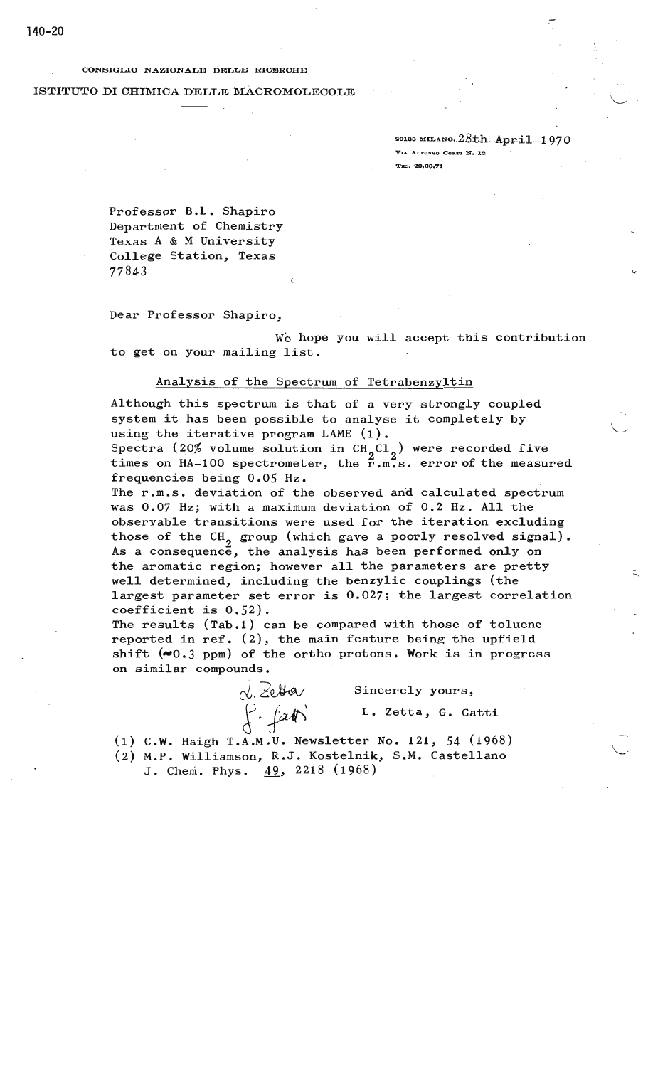CONSIGLIO NAZIONALE DELLE RICERCHE

ISTITUTO DI CHIMICA DELLE MACROMOLECOLE

20133 MILANO, 28th April 1970
VIA ALFONSO CORTI N. 12
TEL. 29.60.71

Professor B.L. Shapiro
Department of Chemistry
Texas A & M University
College Station, Texas
77843

Dear Professor Shapiro,

We hope you will accept this contribution to get on your mailing list.

## Analysis of the Spectrum of Tetrabenzyltin

Although this spectrum is that of a very strongly coupled system it has been possible to analyse it completely by using the iterative program LAME (1).
Spectra (20% volume solution in $CH_2Cl_2$) were recorded five times on HA-100 spectrometer, the r.m.s. error of the measured frequencies being 0.05 Hz.
The r.m.s. deviation of the observed and calculated spectrum was 0.07 Hz; with a maximum deviation of 0.2 Hz. All the observable transitions were used for the iteration excluding those of the $CH_2$ group (which gave a poorly resolved signal). As a consequence, the analysis has been performed only on the aromatic region; however all the parameters are pretty well determined, including the benzylic couplings (the largest parameter set error is 0.027; the largest correlation coefficient is 0.52).
The results (Tab.1) can be compared with those of toluene reported in ref. (2), the main feature being the upfield shift (~0.3 ppm) of the ortho protons. Work is in progress on similar compounds.

Sincerely yours,

L. Zetta, G. Gatti

(1) C.W. Haigh T.A.M.U. Newsletter No. 121, 54 (1968)
(2) M.P. Williamson, R.J. Kostelnik, S.M. Castellano J. Chem. Phys. 49, 2218 (1968)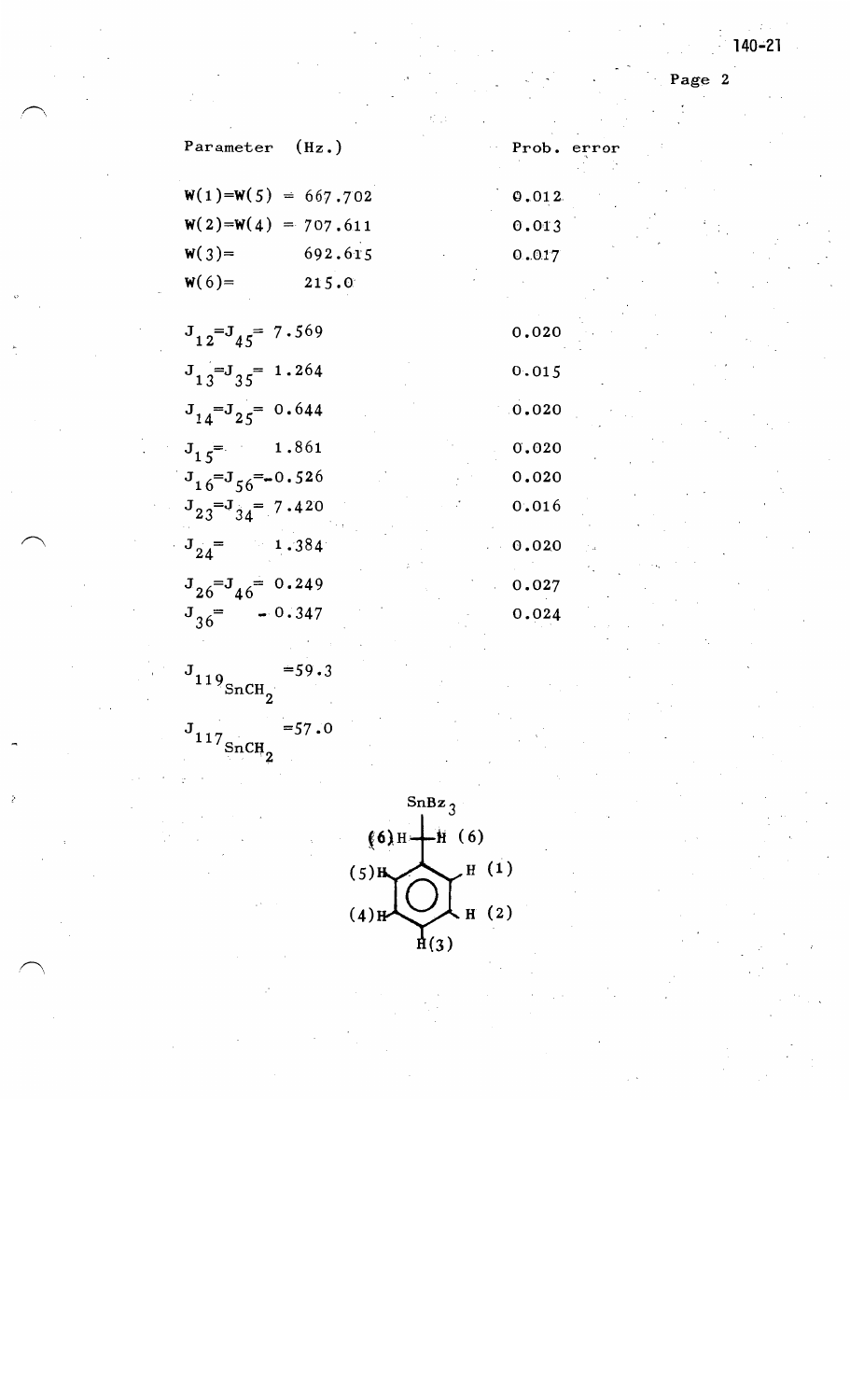| Parameter (Hz.) | Prob. error |
|---|---|
| $W(1)=W(5) = 667.702$ | 0.012 |
| $W(2)=W(4) = 707.611$ | 0.013 |
| $W(3)= 692.615$ | 0.017 |
| $W(6)= 215.0$ | |
| $J_{12}=J_{45}= 7.569$ | 0.020 |
| $J_{13}=J_{35}= 1.264$ | 0.015 |
| $J_{14}=J_{25}= 0.644$ | 0.020 |
| $J_{15}= 1.861$ | 0.020 |
| $J_{16}=J_{56}=-0.526$ | 0.020 |
| $J_{23}=J_{34}= 7.420$ | 0.016 |
| $J_{24}= 1.384$ | 0.020 |
| $J_{26}=J_{46}= 0.249$ | 0.027 |
| $J_{36}= -0.347$ | 0.024 |

$J_{^{119}SnCH_2} = 59.3$

$J_{^{117}SnCH_2} = 57.0$

$SnBz_3$

(6)H—C—H (6)

(5)H, (4)H, H(3), H(2), H(1) ring positions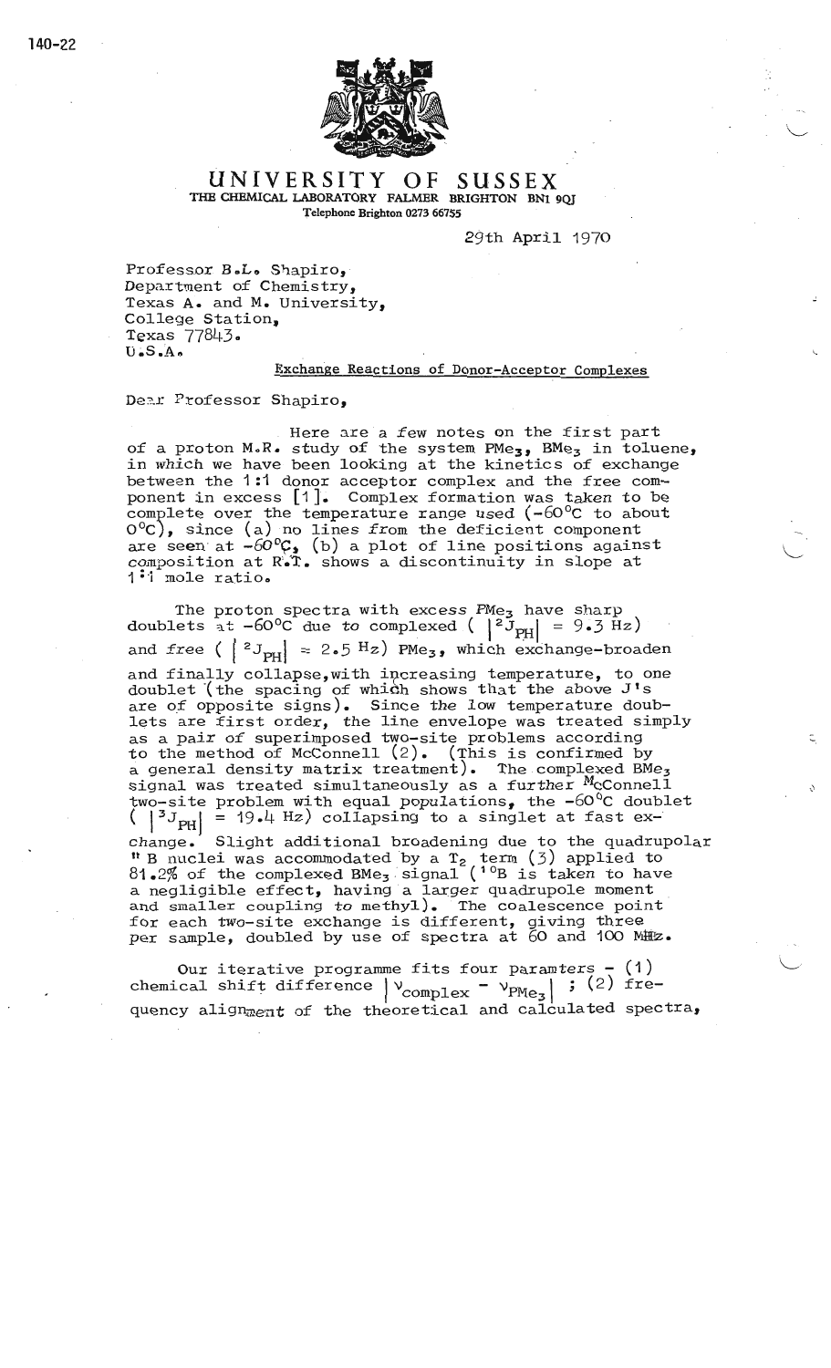# UNIVERSITY OF SUSSEX

THE CHEMICAL LABORATORY FALMER BRIGHTON BN1 9QJ
Telephone Brighton 0273 66755

29th April 1970

Professor B.L. Shapiro,
Department of Chemistry,
Texas A. and M. University,
College Station,
Texas 77843.
U.S.A.

Exchange Reactions of Donor-Acceptor Complexes

Dear Professor Shapiro,

Here are a few notes on the first part of a proton M.R. study of the system $PMe_3$, $BMe_3$ in toluene, in which we have been looking at the kinetics of exchange between the 1:1 donor acceptor complex and the free component in excess [1]. Complex formation was taken to be complete over the temperature range used (-60°C to about 0°C), since (a) no lines from the deficient component are seen at -60°C, (b) a plot of line positions against composition at R.T. shows a discontinuity in slope at 1:1 mole ratio.

The proton spectra with excess $PMe_3$ have sharp doublets at -60°C due to complexed ( $|^2J_{PH}| = 9.3$ Hz) and free ( $|^2J_{PH}| \approx 2.5$ Hz) $PMe_3$, which exchange-broaden and finally collapse, with increasing temperature, to one doublet (the spacing of which shows that the above J's are of opposite signs). Since the low temperature doublets are first order, the line envelope was treated simply as a pair of superimposed two-site problems according to the method of McConnell (2). (This is confirmed by a general density matrix treatment). The complexed $BMe_3$ signal was treated simultaneously as a further McConnell two-site problem with equal populations, the -60°C doublet ( $|^3J_{PH}| = 19.4$ Hz) collapsing to a singlet at fast exchange. Slight additional broadening due to the quadrupolar $^{11}B$ nuclei was accommodated by a $T_2$ term (3) applied to 81.2% of the complexed $BMe_3$ signal ($^{10}B$ is taken to have a negligible effect, having a larger quadrupole moment and smaller coupling to methyl). The coalescence point for each two-site exchange is different, giving three per sample, doubled by use of spectra at 60 and 100 MHz.

Our iterative programme fits four paramters - (1) chemical shift difference $|\nu_{complex} - \nu_{PMe_3}|$ ; (2) frequency alignment of the theoretical and calculated spectra,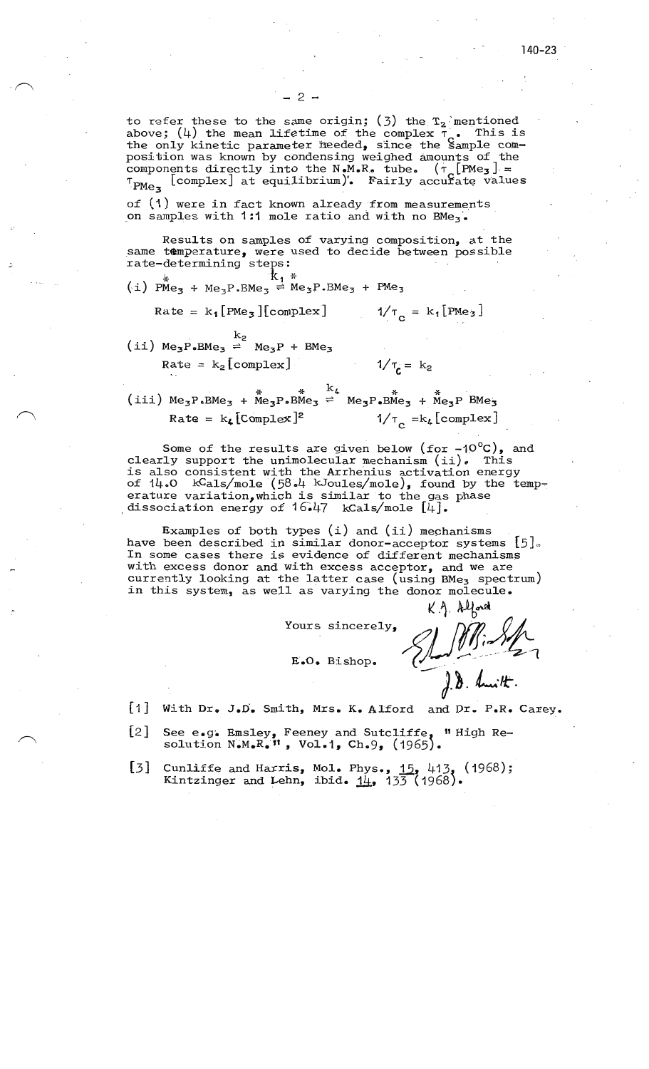to refer these to the same origin; (3) the $T_2$ mentioned above; (4) the mean lifetime of the complex $\tau_c$. This is the only kinetic parameter needed, since the sample composition was known by condensing weighed amounts of the components directly into the N.M.R. tube. ($\tau_c[PMe_3] = \tau_{PMe_3}$ [complex] at equilibrium). Fairly accurate values of (1) were in fact known already from measurements on samples with 1:1 mole ratio and with no $BMe_3$.

Results on samples of varying composition, at the same temperature, were used to decide between possible rate-determining steps:

(i) $\overset{*}{P}Me_3 + Me_3P.BMe_3 \overset{k_1}{\rightleftharpoons} Me_3\overset{*}{P}.BMe_3 + PMe_3$

Rate = $k_1[PMe_3][complex]$ $\qquad 1/\tau_c = k_1[PMe_3]$

(ii) $Me_3P.BMe_3 \overset{k_2}{\rightleftharpoons} Me_3P + BMe_3$

Rate = $k_2[complex]$ $\qquad 1/\tau_c = k_2$

(iii) $Me_3P.BMe_3 + \overset{*}{M}e_3\overset{*}{P}.BMe_3 \overset{k_4}{\rightleftharpoons} Me_3P.B\overset{*}{M}e_3 + \overset{*}{M}e_3P\ BMe_3$

Rate = $k_4[Complex]^2$ $\qquad 1/\tau_c = k_4[complex]$

Some of the results are given below (for $-10^oC$), and clearly support the unimolecular mechanism (ii). This is also consistent with the Arrhenius activation energy of 14.0 kCals/mole (58.4 kJoules/mole), found by the temperature variation, which is similar to the gas phase dissociation energy of 16.47 kCals/mole [4].

Examples of both types (i) and (ii) mechanisms have been described in similar donor-acceptor systems [5]. In some cases there is evidence of different mechanisms with excess donor and with excess acceptor, and we are currently looking at the latter case (using $BMe_3$ spectrum) in this system, as well as varying the donor molecule.

Yours sincerely,

K. A. Alford

E.O. Bishop.

J. D. Smith.

[1] With Dr. J.D. Smith, Mrs. K. Alford and Dr. P.R. Carey.

[2] See e.g. Emsley, Feeney and Sutcliffe, " High Resolution N.M.R.", Vol.1, Ch.9, (1965).

[3] Cunliffe and Harris, Mol. Phys., 15, 413, (1968); Kintzinger and Lehn, ibid. 14, 133 (1968).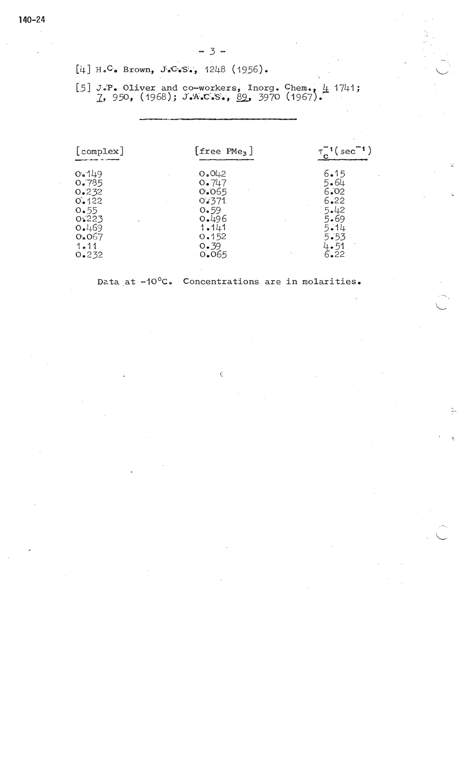[4] H.C. Brown, J.C.S., 1248 (1956).

[5] J.P. Oliver and co-workers, Inorg. Chem., 4 1741; 7, 950, (1968); J.A.C.S., 89, 3970 (1967).

---

| [complex] | [free $PMe_3$] | $\tau_c^{-1}(sec^{-1})$ |
|---|---|---|
| 0.149 | 0.042 | 6.15 |
| 0.785 | 0.747 | 5.64 |
| 0.232 | 0.065 | 6.02 |
| 0.122 | 0.371 | 6.22 |
| 0.55 | 0.59 | 5.42 |
| 0.223 | 0.496 | 5.69 |
| 0.469 | 1.141 | 5.14 |
| 0.067 | 0.152 | 5.53 |
| 1.11 | 0.39 | 4.51 |
| 0.232 | 0.065 | 6.22 |

Data at -10°C. Concentrations are in molarities.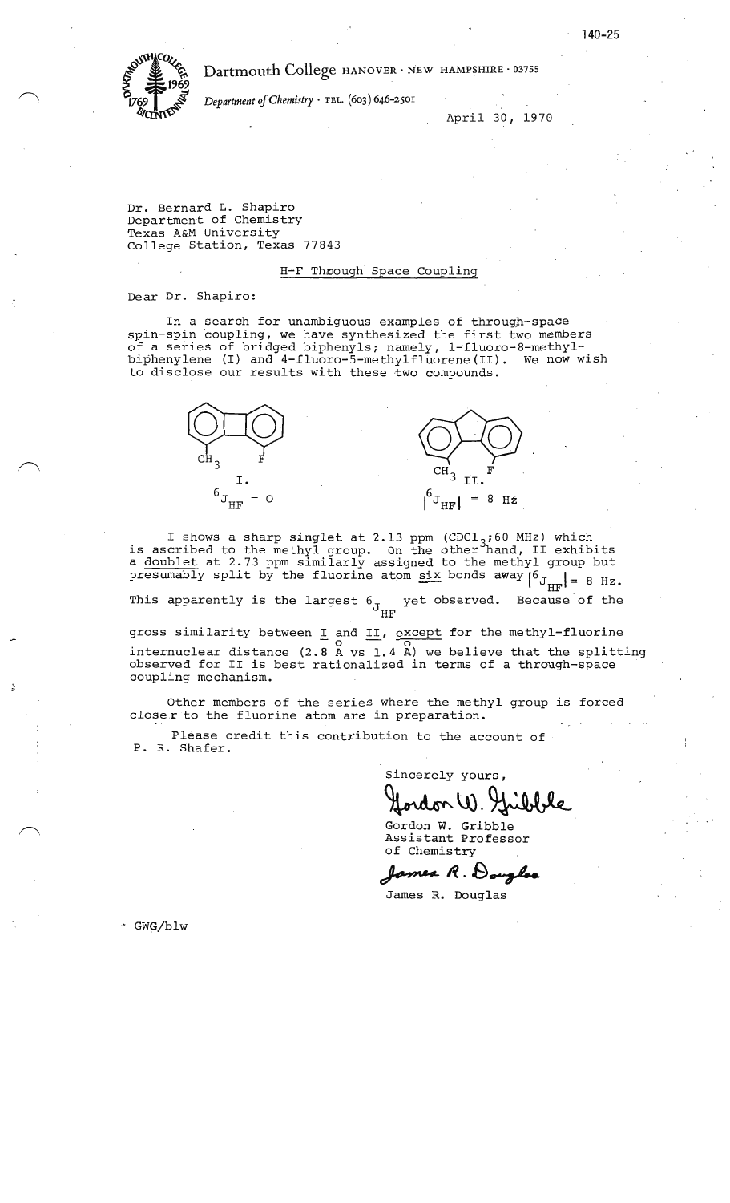Dartmouth College HANOVER · NEW HAMPSHIRE · 03755

*Department of Chemistry* · TEL. (603) 646-2501

April 30, 1970

Dr. Bernard L. Shapiro
Department of Chemistry
Texas A&M University
College Station, Texas 77843

H-F Through Space Coupling

Dear Dr. Shapiro:

In a search for unambiguous examples of through-space spin-spin coupling, we have synthesized the first two members of a series of bridged biphenyls; namely, 1-fluoro-8-methylbiphenylene (I) and 4-fluoro-5-methylfluorene (II). We now wish to disclose our results with these two compounds.

I. $^6J_{HF} = 0$

II. $|^6J_{HF}| = 8$ Hz

I shows a sharp singlet at 2.13 ppm ($CDCl_3$; 60 MHz) which is ascribed to the methyl group. On the other hand, II exhibits a doublet at 2.73 ppm similarly assigned to the methyl group but presumably split by the fluorine atom six bonds away $|^6J_{HF}| = 8$ Hz. This apparently is the largest $^6J_{HF}$ yet observed. Because of the gross similarity between I and II, except for the methyl-fluorine internuclear distance (2.8 Å vs 1.4 Å) we believe that the splitting observed for II is best rationalized in terms of a through-space coupling mechanism.

Other members of the series where the methyl group is forced closer to the fluorine atom are in preparation.

Please credit this contribution to the account of P. R. Shafer.

Sincerely yours,

Gordon W. Gribble
Assistant Professor
of Chemistry

James R. Douglas

GWG/blw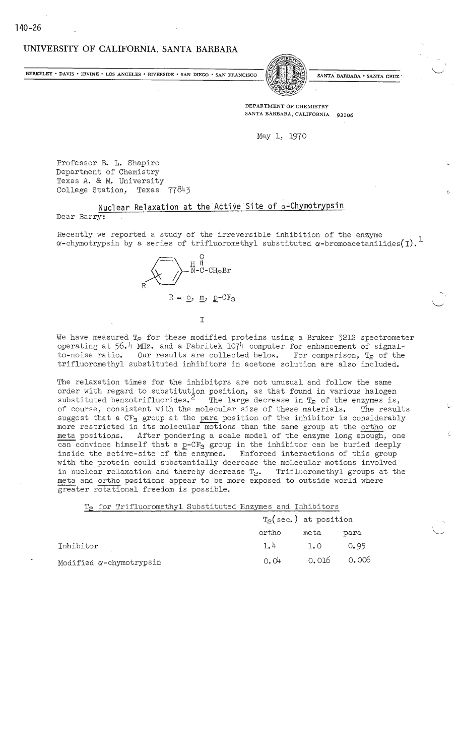140-26

UNIVERSITY OF CALIFORNIA, SANTA BARBARA

BERKELEY • DAVIS • IRVINE • LOS ANGELES • RIVERSIDE • SAN DIEGO • SAN FRANCISCO — SANTA BARBARA • SANTA CRUZ

DEPARTMENT OF CHEMISTRY
SANTA BARBARA, CALIFORNIA 93106

May 1, 1970

Professor B. L. Shapiro
Department of Chemistry
Texas A. & M. University
College Station, Texas 77843

## Nuclear Relaxation at the Active Site of α-Chymotrypsin

Dear Barry:

Recently we reported a study of the irreversible inhibition of the enzyme α-chymotrypsin by a series of trifluoromethyl substituted α-bromoacetanilides(I).[1]

$$R-C_6H_4-NH-C(=O)-CH_2Br$$

R = o, m, p-$CF_3$

I

We have measured $T_2$ for these modified proteins using a Bruker 321S spectrometer operating at 56.4 MHz. and a Fabritek 1074 computer for enhancement of signal-to-noise ratio. Our results are collected below. For comparison, $T_2$ of the trifluoromethyl substituted inhibitors in acetone solution are also included.

The relaxation times for the inhibitors are not unusual and follow the same order with regard to substitution position, as that found in various halogen substituted benzotrifluorides.[2] The large decrease in $T_2$ of the enzymes is, of course, consistent with the molecular size of these materials. The results suggest that a $CF_3$ group at the *para* position of the inhibitor is considerably more restricted in its molecular motions than the same group at the *ortho* or *meta* positions. After pondering a scale model of the enzyme long enough, one can convince himself that a *p*-$CF_3$ group in the inhibitor can be buried deeply inside the active-site of the enzymes. Enforced interactions of this group with the protein could substantially decrease the molecular motions involved in nuclear relaxation and thereby decrease $T_2$. Trifluoromethyl groups at the *meta* and *ortho* positions appear to be more exposed to outside world where greater rotational freedom is possible.

$T_2$ for Trifluoromethyl Substituted Enzymes and Inhibitors

| | $T_2$(sec.) at position | | |
|---|---|---|---|
| | ortho | meta | para |
| Inhibitor | 1.4 | 1.0 | 0.95 |
| Modified α-chymotrypsin | 0.04 | 0.016 | 0.006 |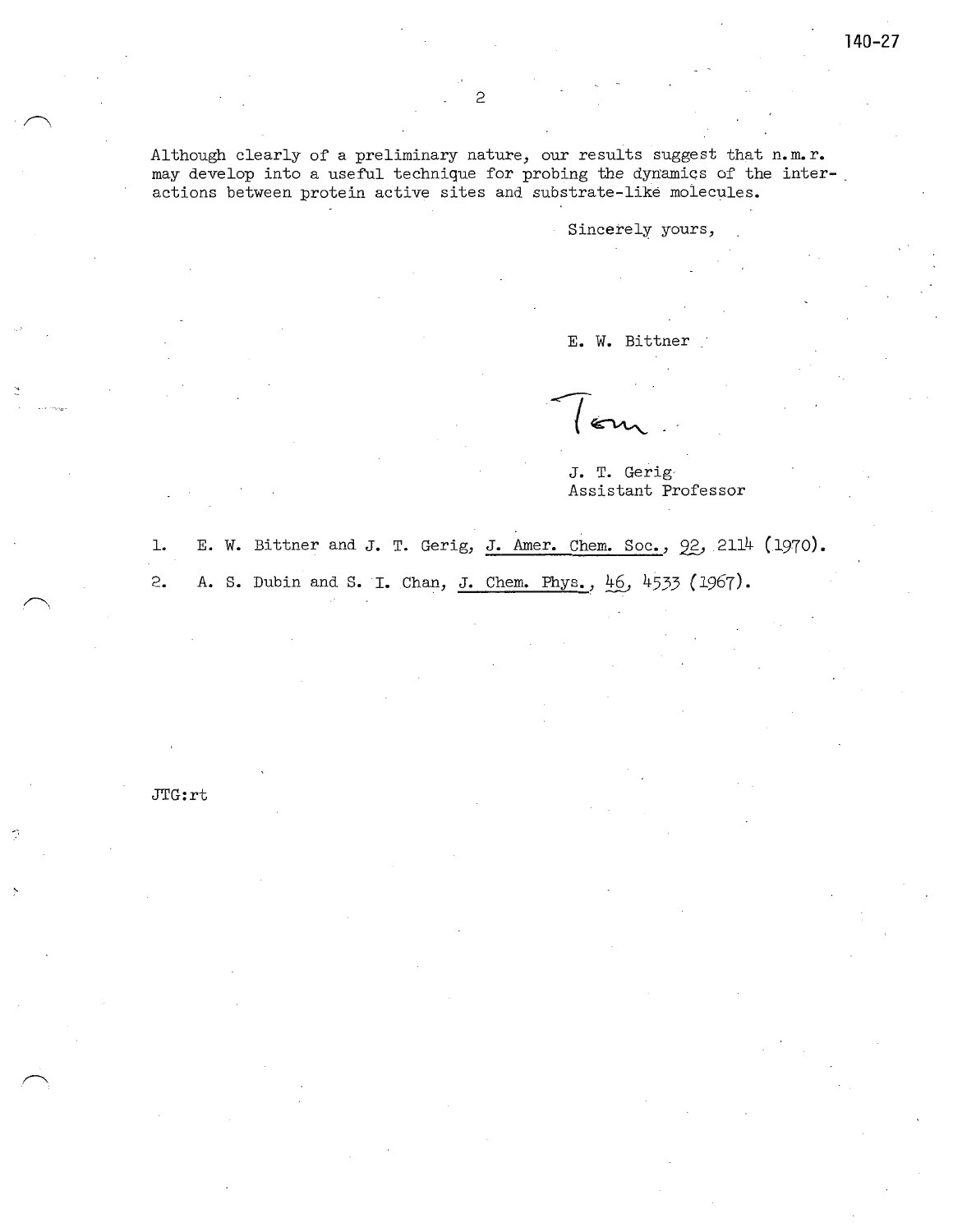Although clearly of a preliminary nature, our results suggest that n.m.r. may develop into a useful technique for probing the dynamics of the interactions between protein active sites and substrate-like molecules.

Sincerely yours,

E. W. Bittner

Tom

J. T. Gerig
Assistant Professor

1. E. W. Bittner and J. T. Gerig, J. Amer. Chem. Soc., **92**, 2114 (1970).

2. A. S. Dubin and S. I. Chan, J. Chem. Phys., **46**, 4533 (1967).

JTG:rt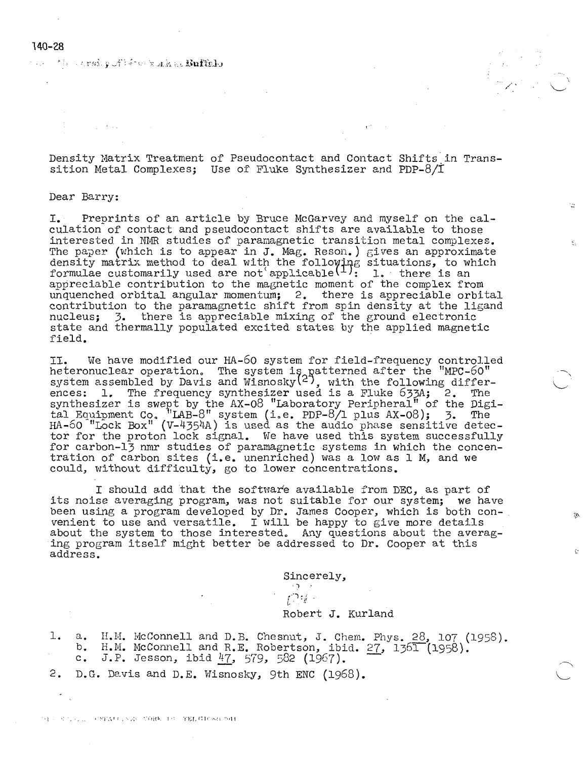Density Matrix Treatment of Pseudocontact and Contact Shifts in Transition Metal Complexes; Use of Fluke Synthesizer and PDP-8/I

Dear Barry:

I. Preprints of an article by Bruce McGarvey and myself on the calculation of contact and pseudocontact shifts are available to those interested in NMR studies of paramagnetic transition metal complexes. The paper (which is to appear in J. Mag. Reson.) gives an approximate density matrix method to deal with the following situations, to which formulae customarily used are not applicable[1]: 1. there is an appreciable contribution to the magnetic moment of the complex from unquenched orbital angular momentum; 2. there is appreciable orbital contribution to the paramagnetic shift from spin density at the ligand nucleus; 3. there is appreciable mixing of the ground electronic state and thermally populated excited states by the applied magnetic field.

II. We have modified our HA-60 system for field-frequency controlled heteronuclear operation. The system is patterned after the "MPC-60" system assembled by Davis and Wisnosky[2], with the following differences: 1. The frequency synthesizer used is a Fluke 633A; 2. The synthesizer is swept by the AX-08 "Laboratory Peripheral" of the Digital Equipment Co. "LAB-8" system (i.e. PDP-8/1 plus AX-08); 3. The HA-60 "Lock Box" (V-4354A) is used as the audio phase sensitive detector for the proton lock signal. We have used this system successfully for carbon-13 nmr studies of paramagnetic systems in which the concentration of carbon sites (i.e. unenriched) was a low as 1 M, and we could, without difficulty, go to lower concentrations.

I should add that the software available from DEC, as part of its noise averaging program, was not suitable for our system; we have been using a program developed by Dr. James Cooper, which is both convenient to use and versatile. I will be happy to give more details about the system to those interested. Any questions about the averaging program itself might better be addressed to Dr. Cooper at this address.

Sincerely,

Robert J. Kurland

1. a. H.M. McConnell and D.B. Chesnut, J. Chem. Phys. 28, 107 (1958).
   b. H.M. McConnell and R.E. Robertson, ibid. 27, 1361 (1958).
   c. J.P. Jesson, ibid 47, 579, 582 (1967).
2. D.G. Davis and D.E. Wisnosky, 9th ENC (1968).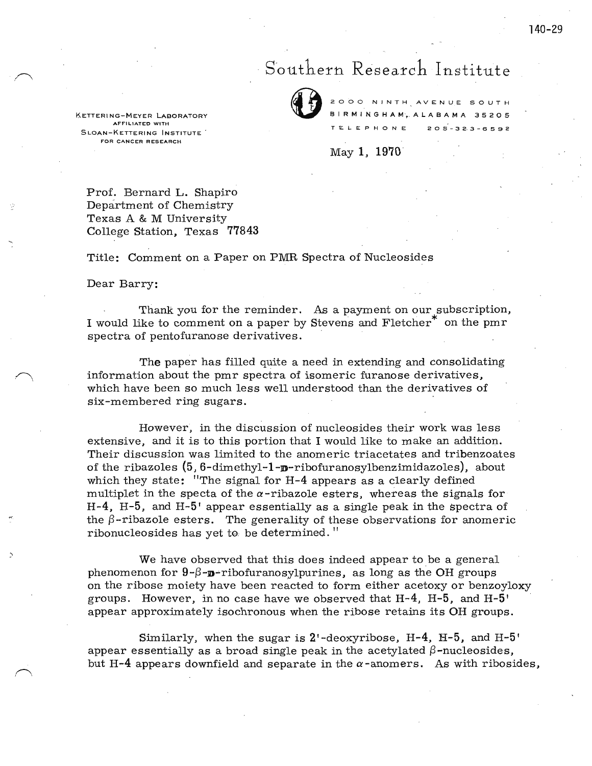Southern Research Institute

KETTERING-MEYER LABORATORY
AFFILIATED WITH
SLOAN-KETTERING INSTITUTE
FOR CANCER RESEARCH

2000 NINTH AVENUE SOUTH
BIRMINGHAM, ALABAMA 35205
TELEPHONE 205-323-6592

May 1, 1970

Prof. Bernard L. Shapiro
Department of Chemistry
Texas A & M University
College Station, Texas 77843

Title: Comment on a Paper on PMR Spectra of Nucleosides

Dear Barry:

Thank you for the reminder. As a payment on our subscription, I would like to comment on a paper by Stevens and Fletcher* on the pmr spectra of pentofuranose derivatives.

The paper has filled quite a need in extending and consolidating information about the pmr spectra of isomeric furanose derivatives, which have been so much less well understood than the derivatives of six-membered ring sugars.

However, in the discussion of nucleosides their work was less extensive, and it is to this portion that I would like to make an addition. Their discussion was limited to the anomeric triacetates and tribenzoates of the ribazoles (5, 6-dimethyl-1-D-ribofuranosylbenzimidazoles), about which they state: "The signal for H-4 appears as a clearly defined multiplet in the specta of the $\alpha$-ribazole esters, whereas the signals for H-4, H-5, and H-5' appear essentially as a single peak in the spectra of the $\beta$-ribazole esters. The generality of these observations for anomeric ribonucleosides has yet to be determined."

We have observed that this does indeed appear to be a general phenomenon for 9-$\beta$-D-ribofuranosylpurines, as long as the OH groups on the ribose moiety have been reacted to form either acetoxy or benzoyloxy groups. However, in no case have we observed that H-4, H-5, and H-5' appear approximately isochronous when the ribose retains its OH groups.

Similarly, when the sugar is 2'-deoxyribose, H-4, H-5, and H-5' appear essentially as a broad single peak in the acetylated $\beta$-nucleosides, but H-4 appears downfield and separate in the $\alpha$-anomers. As with ribosides,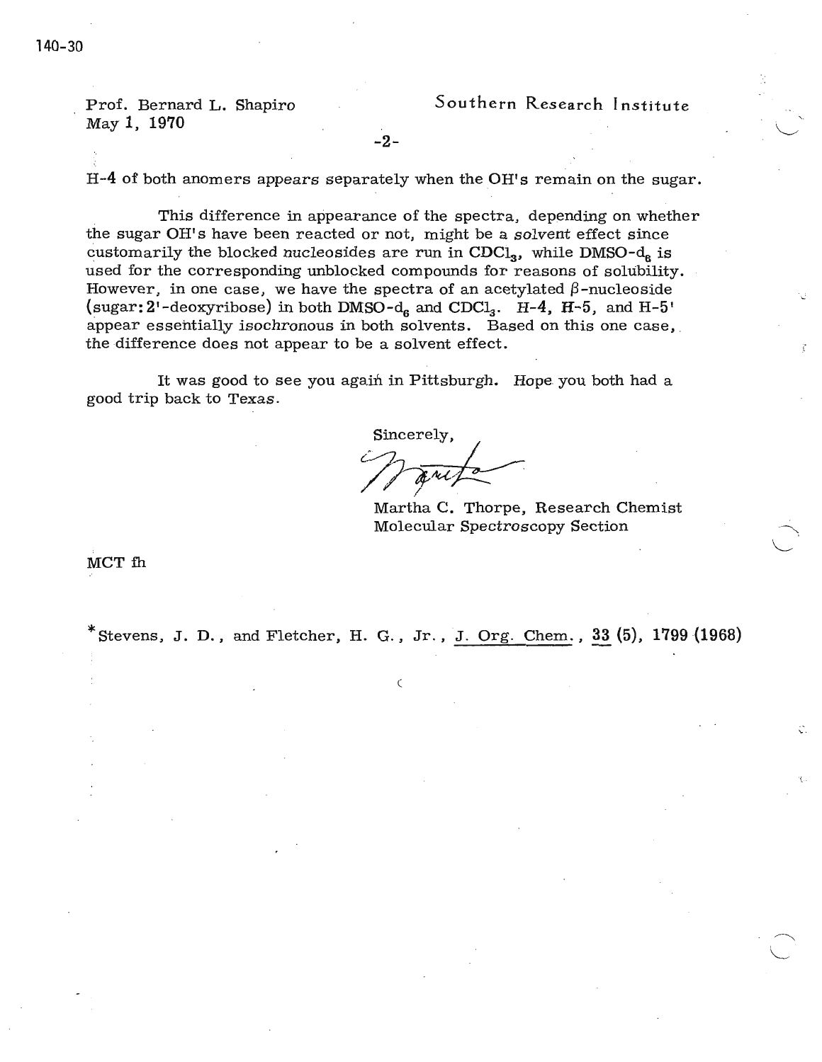Prof. Bernard L. Shapiro
May 1, 1970

Southern Research Institute

H-4 of both anomers appears separately when the OH's remain on the sugar.

This difference in appearance of the spectra, depending on whether the sugar OH's have been reacted or not, might be a *solvent* effect since customarily the blocked nucleosides are run in $CDCl_3$, while DMSO-$d_6$ is used for the corresponding unblocked compounds for reasons of solubility. However, in one case, we have the spectra of an acetylated β-nucleoside (sugar: 2'-deoxyribose) in both DMSO-$d_6$ and $CDCl_3$. H-4, H-5, and H-5' appear essentially *isochronous* in both solvents. Based on this one case, the difference does not appear to be a solvent effect.

It was good to see you again in Pittsburgh. Hope you both had a good trip back to Texas.

Sincerely,

Martha

Martha C. Thorpe, Research Chemist
Molecular Spectroscopy Section

MCT fh

*Stevens, J. D., and Fletcher, H. G., Jr., J. Org. Chem., 33 (5), 1799 (1968)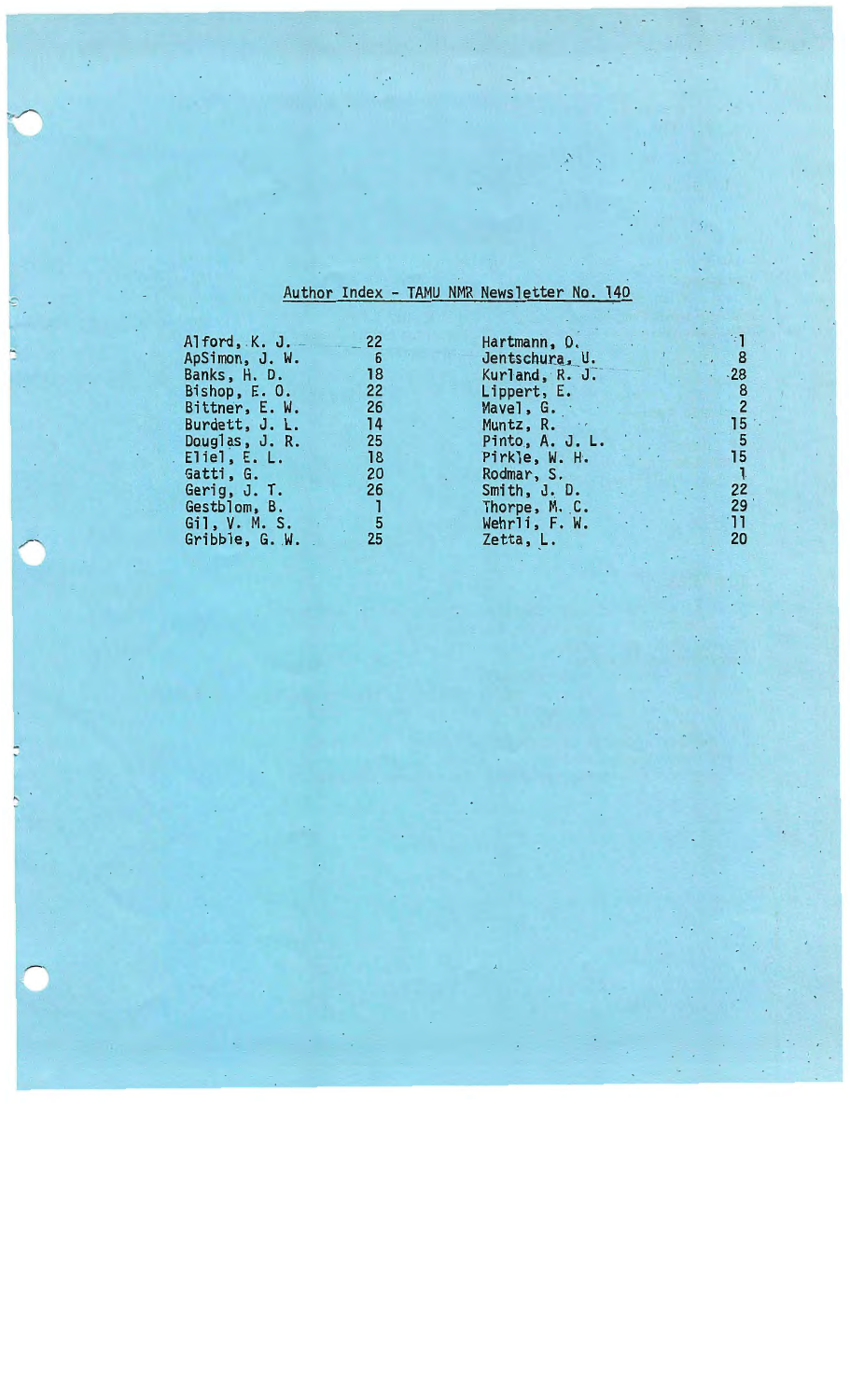## Author Index - TAMU NMR Newsletter No. 140

| | | | |
|---|---|---|---|
| Alford, K. J. | 22 | Hartmann, O. | 1 |
| ApSimon, J. W. | 6 | Jentschura, U. | 8 |
| Banks, H. D. | 18 | Kurland, R. J. | 28 |
| Bishop, E. O. | 22 | Lippert, E. | 8 |
| Bittner, E. W. | 26 | Mavel, G. | 2 |
| Burdett, J. L. | 14 | Muntz, R. | 15 |
| Douglas, J. R. | 25 | Pinto, A. J. L. | 5 |
| Eliel, E. L. | 18 | Pirkle, W. H. | 15 |
| Gatti, G. | 20 | Rodmar, S. | 1 |
| Gerig, J. T. | 26 | Smith, J. D. | 22 |
| Gestblom, B. | 1 | Thorpe, M. C. | 29 |
| Gil, V. M. S. | 5 | Wehrli, F. W. | 11 |
| Gribble, G. W. | 25 | Zetta, L. | 20 |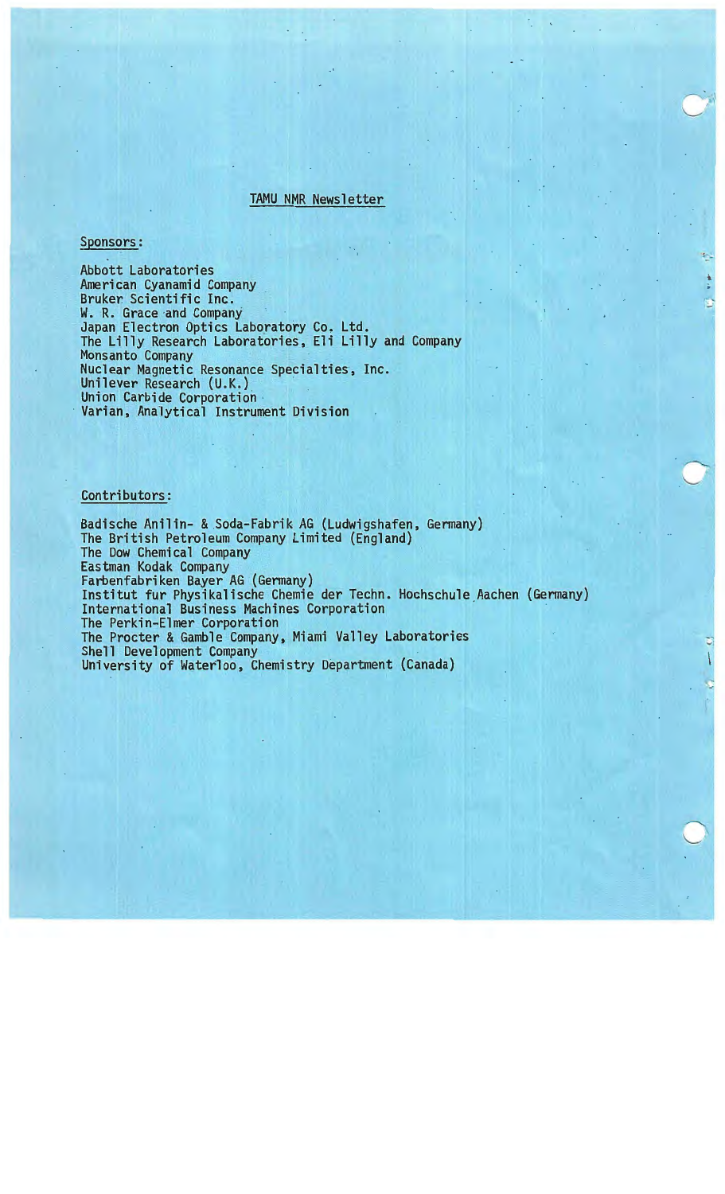# TAMU NMR Newsletter

## Sponsors:

Abbott Laboratories
American Cyanamid Company
Bruker Scientific Inc.
W. R. Grace and Company
Japan Electron Optics Laboratory Co. Ltd.
The Lilly Research Laboratories, Eli Lilly and Company
Monsanto Company
Nuclear Magnetic Resonance Specialties, Inc.
Unilever Research (U.K.)
Union Carbide Corporation
Varian, Analytical Instrument Division

## Contributors:

Badische Anilin- & Soda-Fabrik AG (Ludwigshafen, Germany)
The British Petroleum Company Limited (England)
The Dow Chemical Company
Eastman Kodak Company
Farbenfabriken Bayer AG (Germany)
Institut fur Physikalische Chemie der Techn. Hochschule Aachen (Germany)
International Business Machines Corporation
The Perkin-Elmer Corporation
The Procter & Gamble Company, Miami Valley Laboratories
Shell Development Company
University of Waterloo, Chemistry Department (Canada)